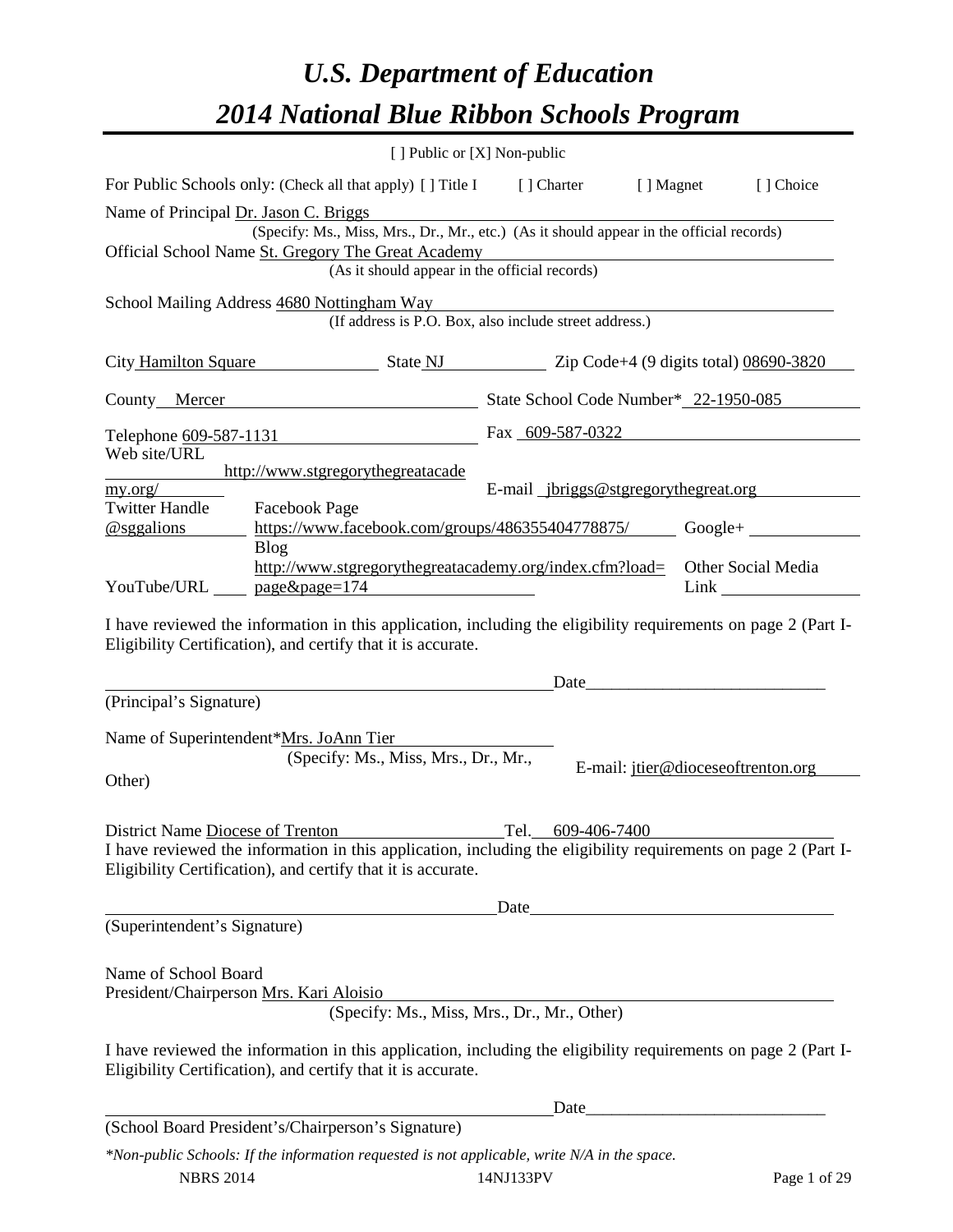# *U.S. Department of Education*

# *2014 National Blue Ribbon Schools Program*

[ ] Public or [X] Non-public

For Public Schools only: (Check all that apply) [ ] Title I [ ] Charter [ ] Magnet [ ] Choice

Name of Principal Dr. Jason C. Briggs
(Specify: Ms., Miss, Mrs., Dr., Mr., etc.) (As it should appear in the official records)

Official School Name St. Gregory The Great Academy
(As it should appear in the official records)

School Mailing Address 4680 Nottingham Way
(If address is P.O. Box, also include street address.)

City Hamilton Square State NJ Zip Code+4 (9 digits total) 08690-3820

County Mercer State School Code Number* 22-1950-085

Telephone 609-587-1131 Fax 609-587-0322

Web site/URL http://www.stgregorythegreatacademy.org/ E-mail jbriggs@stgregorythegreat.org

Twitter Handle @sggalions Facebook Page https://www.facebook.com/groups/486355404778875/ Google+

YouTube/URL Blog http://www.stgregorythegreatacademy.org/index.cfm?load=page&page=174 Other Social Media Link

I have reviewed the information in this application, including the eligibility requirements on page 2 (Part I-Eligibility Certification), and certify that it is accurate.

_______________________________________ Date_____________________
(Principal's Signature)

Name of Superintendent* Mrs. JoAnn Tier
(Specify: Ms., Miss, Mrs., Dr., Mr., Other)
E-mail: jtier@dioceseoftrenton.org

District Name Diocese of Trenton Tel. 609-406-7400

I have reviewed the information in this application, including the eligibility requirements on page 2 (Part I-Eligibility Certification), and certify that it is accurate.

_______________________________________ Date_____________________
(Superintendent's Signature)

Name of School Board President/Chairperson Mrs. Kari Aloisio
(Specify: Ms., Miss, Mrs., Dr., Mr., Other)

I have reviewed the information in this application, including the eligibility requirements on page 2 (Part I-Eligibility Certification), and certify that it is accurate.

_______________________________________ Date_____________________
(School Board President's/Chairperson's Signature)

*\*Non-public Schools: If the information requested is not applicable, write N/A in the space.*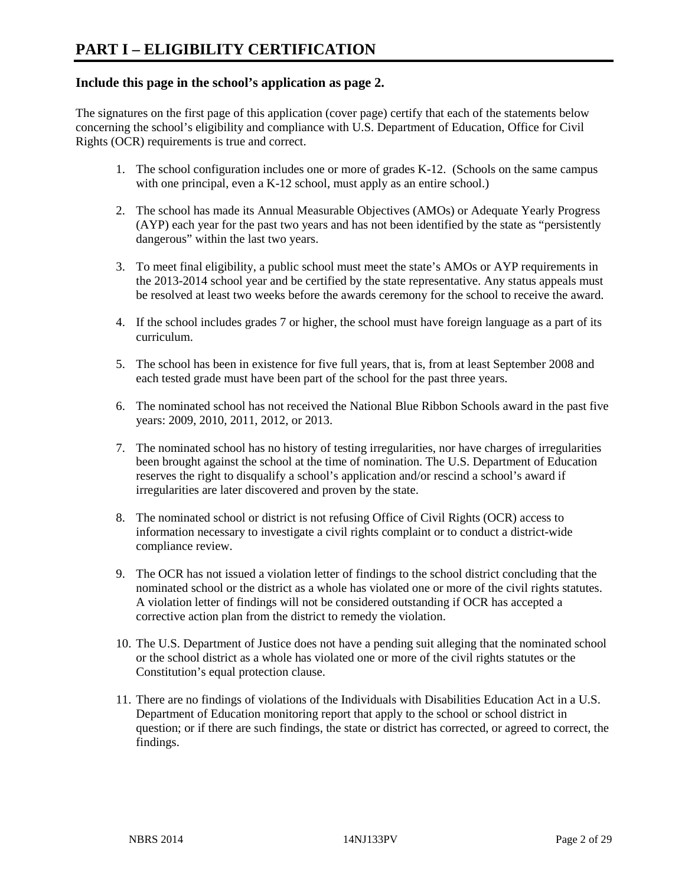# PART I – ELIGIBILITY CERTIFICATION

### Include this page in the school's application as page 2.

The signatures on the first page of this application (cover page) certify that each of the statements below concerning the school's eligibility and compliance with U.S. Department of Education, Office for Civil Rights (OCR) requirements is true and correct.

1. The school configuration includes one or more of grades K-12. (Schools on the same campus with one principal, even a K-12 school, must apply as an entire school.)
2. The school has made its Annual Measurable Objectives (AMOs) or Adequate Yearly Progress (AYP) each year for the past two years and has not been identified by the state as "persistently dangerous" within the last two years.
3. To meet final eligibility, a public school must meet the state's AMOs or AYP requirements in the 2013-2014 school year and be certified by the state representative. Any status appeals must be resolved at least two weeks before the awards ceremony for the school to receive the award.
4. If the school includes grades 7 or higher, the school must have foreign language as a part of its curriculum.
5. The school has been in existence for five full years, that is, from at least September 2008 and each tested grade must have been part of the school for the past three years.
6. The nominated school has not received the National Blue Ribbon Schools award in the past five years: 2009, 2010, 2011, 2012, or 2013.
7. The nominated school has no history of testing irregularities, nor have charges of irregularities been brought against the school at the time of nomination. The U.S. Department of Education reserves the right to disqualify a school's application and/or rescind a school's award if irregularities are later discovered and proven by the state.
8. The nominated school or district is not refusing Office of Civil Rights (OCR) access to information necessary to investigate a civil rights complaint or to conduct a district-wide compliance review.
9. The OCR has not issued a violation letter of findings to the school district concluding that the nominated school or the district as a whole has violated one or more of the civil rights statutes. A violation letter of findings will not be considered outstanding if OCR has accepted a corrective action plan from the district to remedy the violation.
10. The U.S. Department of Justice does not have a pending suit alleging that the nominated school or the school district as a whole has violated one or more of the civil rights statutes or the Constitution's equal protection clause.
11. There are no findings of violations of the Individuals with Disabilities Education Act in a U.S. Department of Education monitoring report that apply to the school or school district in question; or if there are such findings, the state or district has corrected, or agreed to correct, the findings.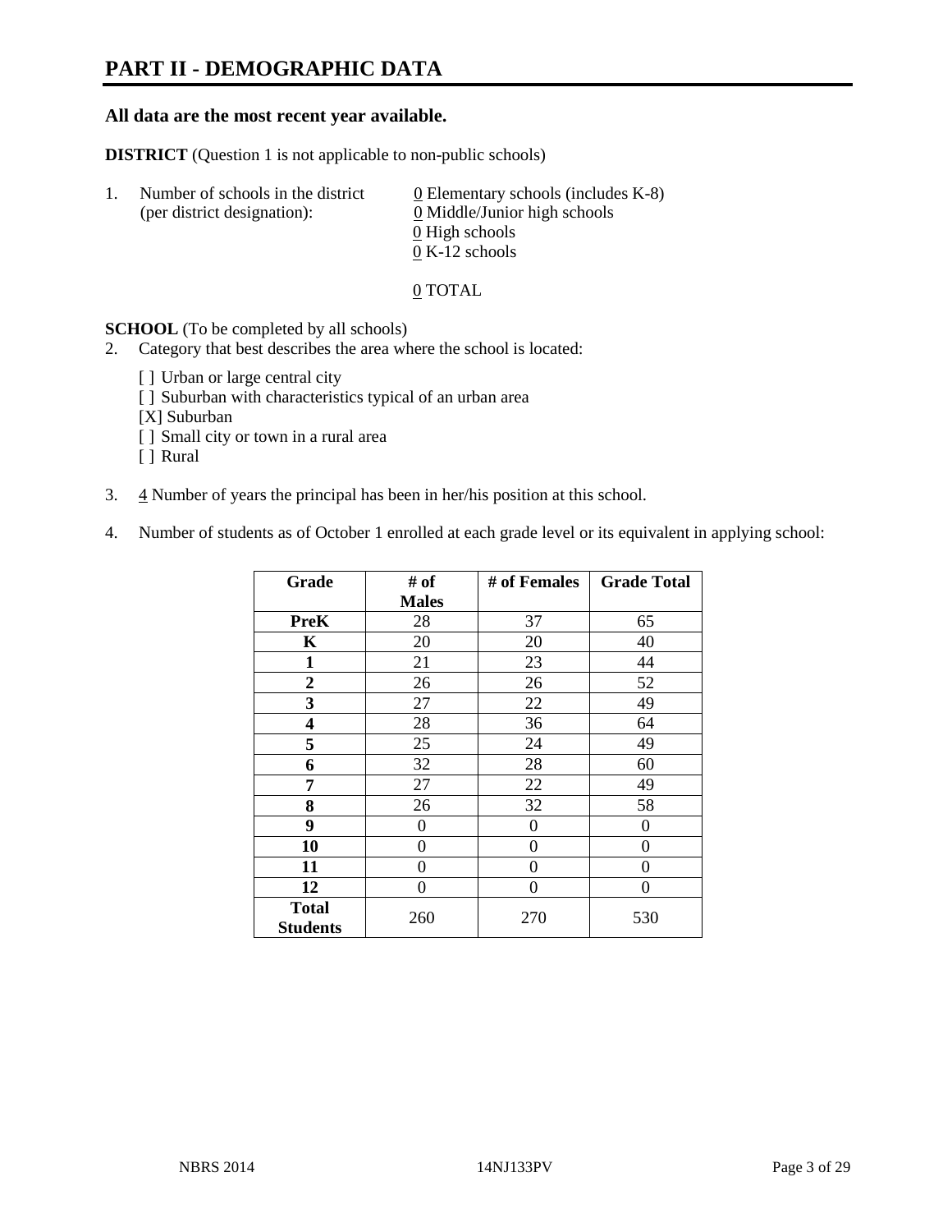# PART II - DEMOGRAPHIC DATA

**All data are the most recent year available.**

**DISTRICT** (Question 1 is not applicable to non-public schools)

1. Number of schools in the district (per district designation):
   - 0 Elementary schools (includes K-8)
   - 0 Middle/Junior high schools
   - 0 High schools
   - 0 K-12 schools

   0 TOTAL

**SCHOOL** (To be completed by all schools)

2. Category that best describes the area where the school is located:

   [ ] Urban or large central city
   [ ] Suburban with characteristics typical of an urban area
   [X] Suburban
   [ ] Small city or town in a rural area
   [ ] Rural

3. 4 Number of years the principal has been in her/his position at this school.

4. Number of students as of October 1 enrolled at each grade level or its equivalent in applying school:

| Grade | # of Males | # of Females | Grade Total |
|---|---|---|---|
| **PreK** | 28 | 37 | 65 |
| **K** | 20 | 20 | 40 |
| **1** | 21 | 23 | 44 |
| **2** | 26 | 26 | 52 |
| **3** | 27 | 22 | 49 |
| **4** | 28 | 36 | 64 |
| **5** | 25 | 24 | 49 |
| **6** | 32 | 28 | 60 |
| **7** | 27 | 22 | 49 |
| **8** | 26 | 32 | 58 |
| **9** | 0 | 0 | 0 |
| **10** | 0 | 0 | 0 |
| **11** | 0 | 0 | 0 |
| **12** | 0 | 0 | 0 |
| **Total Students** | 260 | 270 | 530 |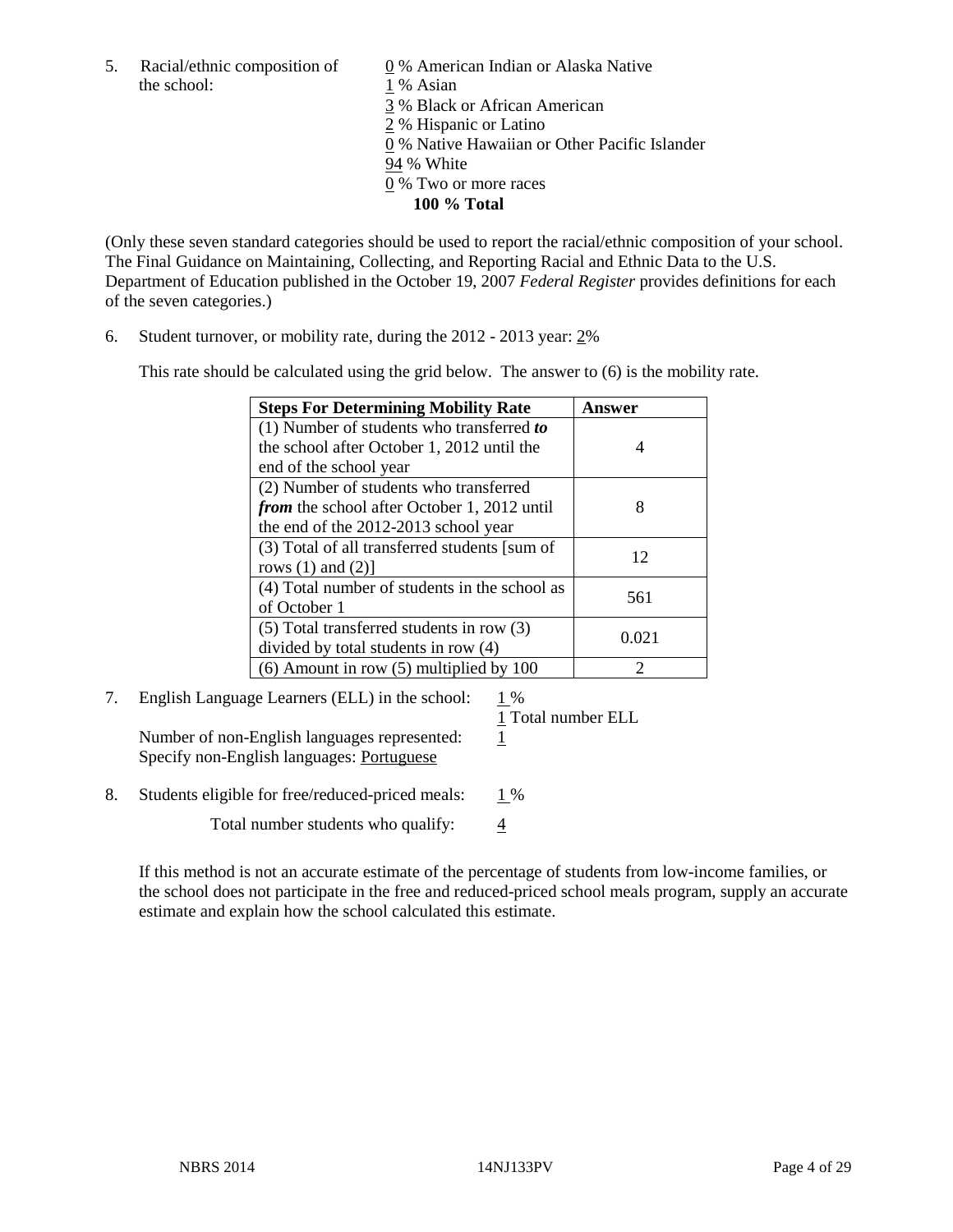5. Racial/ethnic composition of the school:

0 % American Indian or Alaska Native
1 % Asian
3 % Black or African American
2 % Hispanic or Latino
0 % Native Hawaiian or Other Pacific Islander
94 % White
0 % Two or more races
**100 % Total**

(Only these seven standard categories should be used to report the racial/ethnic composition of your school. The Final Guidance on Maintaining, Collecting, and Reporting Racial and Ethnic Data to the U.S. Department of Education published in the October 19, 2007 *Federal Register* provides definitions for each of the seven categories.)

6. Student turnover, or mobility rate, during the 2012 - 2013 year: 2%

This rate should be calculated using the grid below. The answer to (6) is the mobility rate.

| **Steps For Determining Mobility Rate** | **Answer** |
|---|---|
| (1) Number of students who transferred ***to*** the school after October 1, 2012 until the end of the school year | 4 |
| (2) Number of students who transferred ***from*** the school after October 1, 2012 until the end of the 2012-2013 school year | 8 |
| (3) Total of all transferred students [sum of rows (1) and (2)] | 12 |
| (4) Total number of students in the school as of October 1 | 561 |
| (5) Total transferred students in row (3) divided by total students in row (4) | 0.021 |
| (6) Amount in row (5) multiplied by 100 | 2 |

7. English Language Learners (ELL) in the school: 1 %
1 Total number ELL
Number of non-English languages represented: 1
Specify non-English languages: Portuguese

8. Students eligible for free/reduced-priced meals: 1 %
Total number students who qualify: 4

If this method is not an accurate estimate of the percentage of students from low-income families, or the school does not participate in the free and reduced-priced school meals program, supply an accurate estimate and explain how the school calculated this estimate.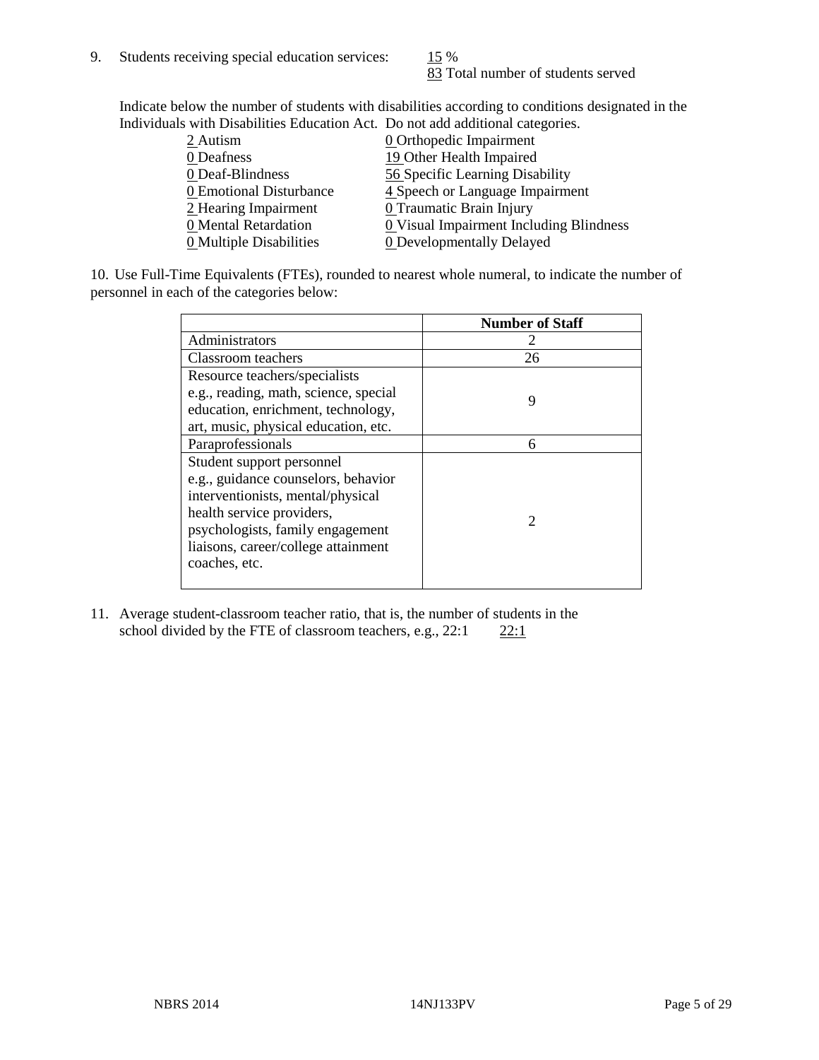9. Students receiving special education services: 15 %
83 Total number of students served

Indicate below the number of students with disabilities according to conditions designated in the Individuals with Disabilities Education Act. Do not add additional categories.

| | |
|---|---|
| 2 Autism | 0 Orthopedic Impairment |
| 0 Deafness | 19 Other Health Impaired |
| 0 Deaf-Blindness | 56 Specific Learning Disability |
| 0 Emotional Disturbance | 4 Speech or Language Impairment |
| 2 Hearing Impairment | 0 Traumatic Brain Injury |
| 0 Mental Retardation | 0 Visual Impairment Including Blindness |
| 0 Multiple Disabilities | 0 Developmentally Delayed |

10. Use Full-Time Equivalents (FTEs), rounded to nearest whole numeral, to indicate the number of personnel in each of the categories below:

| | Number of Staff |
|---|---|
| Administrators | 2 |
| Classroom teachers | 26 |
| Resource teachers/specialists e.g., reading, math, science, special education, enrichment, technology, art, music, physical education, etc. | 9 |
| Paraprofessionals | 6 |
| Student support personnel e.g., guidance counselors, behavior interventionists, mental/physical health service providers, psychologists, family engagement liaisons, career/college attainment coaches, etc. | 2 |

11. Average student-classroom teacher ratio, that is, the number of students in the school divided by the FTE of classroom teachers, e.g., 22:1 22:1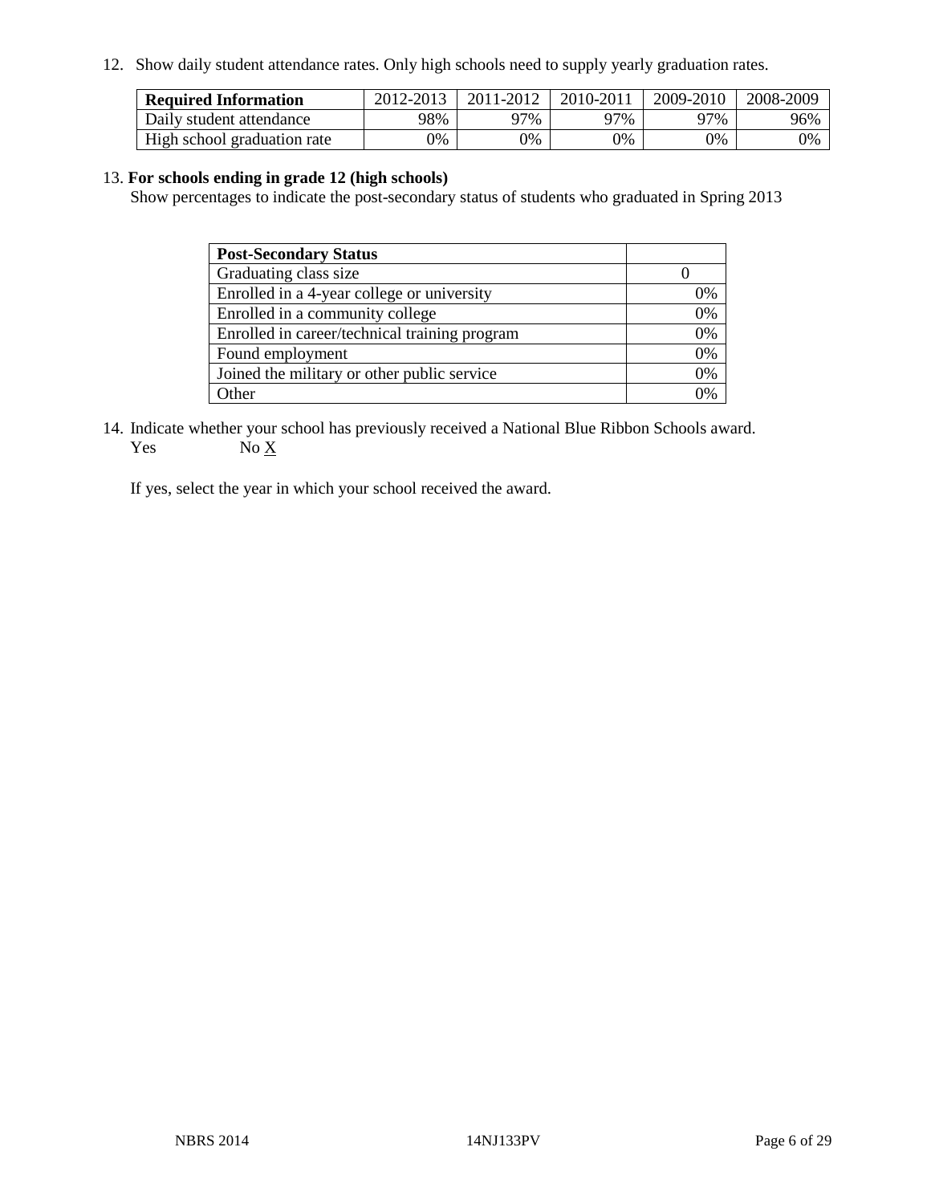12. Show daily student attendance rates. Only high schools need to supply yearly graduation rates.

| Required Information | 2012-2013 | 2011-2012 | 2010-2011 | 2009-2010 | 2008-2009 |
|---|---|---|---|---|---|
| Daily student attendance | 98% | 97% | 97% | 97% | 96% |
| High school graduation rate | 0% | 0% | 0% | 0% | 0% |

13. **For schools ending in grade 12 (high schools)**
Show percentages to indicate the post-secondary status of students who graduated in Spring 2013

| Post-Secondary Status | |
|---|---|
| Graduating class size | 0 |
| Enrolled in a 4-year college or university | 0% |
| Enrolled in a community college | 0% |
| Enrolled in career/technical training program | 0% |
| Found employment | 0% |
| Joined the military or other public service | 0% |
| Other | 0% |

14. Indicate whether your school has previously received a National Blue Ribbon Schools award.
Yes No X

If yes, select the year in which your school received the award.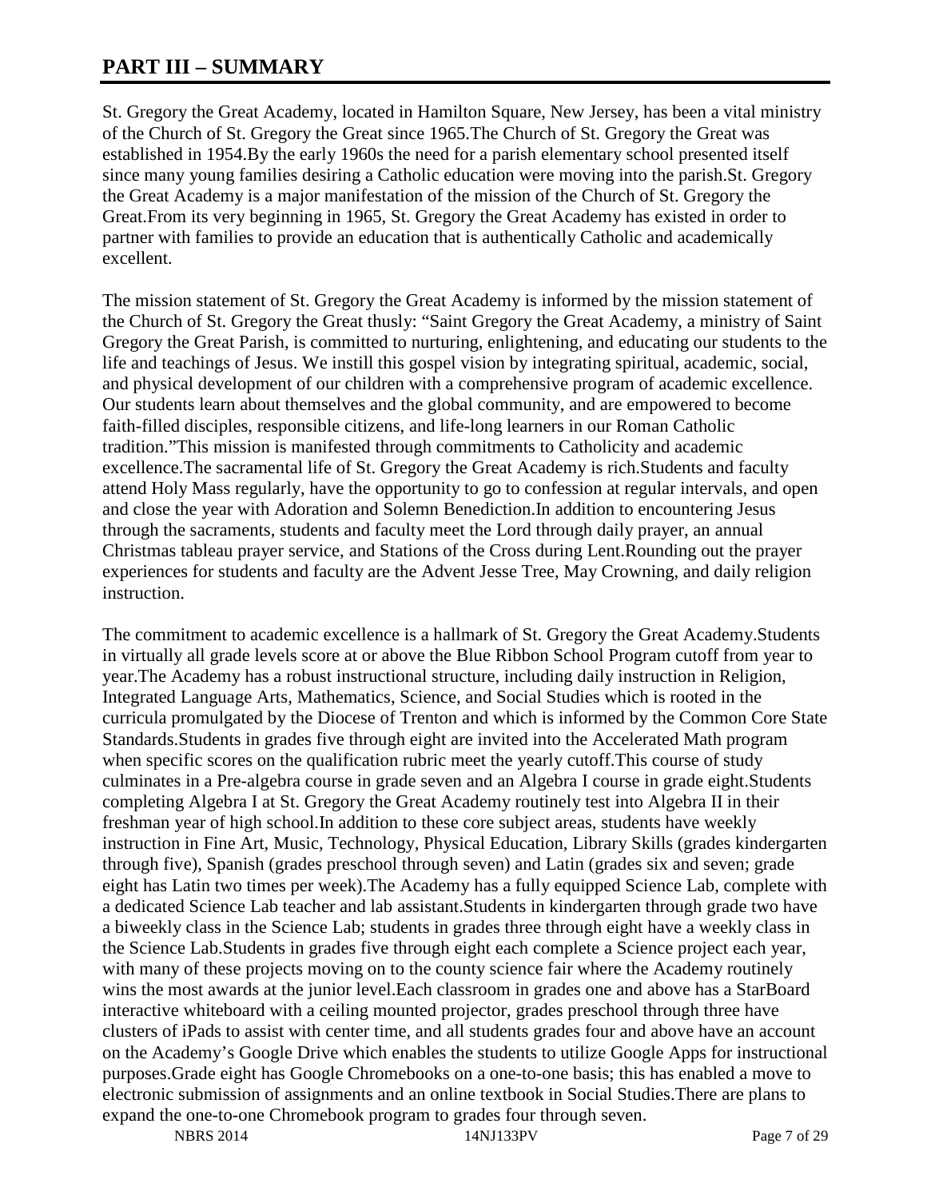## PART III – SUMMARY

St. Gregory the Great Academy, located in Hamilton Square, New Jersey, has been a vital ministry of the Church of St. Gregory the Great since 1965.The Church of St. Gregory the Great was established in 1954.By the early 1960s the need for a parish elementary school presented itself since many young families desiring a Catholic education were moving into the parish.St. Gregory the Great Academy is a major manifestation of the mission of the Church of St. Gregory the Great.From its very beginning in 1965, St. Gregory the Great Academy has existed in order to partner with families to provide an education that is authentically Catholic and academically excellent.

The mission statement of St. Gregory the Great Academy is informed by the mission statement of the Church of St. Gregory the Great thusly: "Saint Gregory the Great Academy, a ministry of Saint Gregory the Great Parish, is committed to nurturing, enlightening, and educating our students to the life and teachings of Jesus. We instill this gospel vision by integrating spiritual, academic, social, and physical development of our children with a comprehensive program of academic excellence. Our students learn about themselves and the global community, and are empowered to become faith-filled disciples, responsible citizens, and life-long learners in our Roman Catholic tradition."This mission is manifested through commitments to Catholicity and academic excellence.The sacramental life of St. Gregory the Great Academy is rich.Students and faculty attend Holy Mass regularly, have the opportunity to go to confession at regular intervals, and open and close the year with Adoration and Solemn Benediction.In addition to encountering Jesus through the sacraments, students and faculty meet the Lord through daily prayer, an annual Christmas tableau prayer service, and Stations of the Cross during Lent.Rounding out the prayer experiences for students and faculty are the Advent Jesse Tree, May Crowning, and daily religion instruction.

The commitment to academic excellence is a hallmark of St. Gregory the Great Academy.Students in virtually all grade levels score at or above the Blue Ribbon School Program cutoff from year to year.The Academy has a robust instructional structure, including daily instruction in Religion, Integrated Language Arts, Mathematics, Science, and Social Studies which is rooted in the curricula promulgated by the Diocese of Trenton and which is informed by the Common Core State Standards.Students in grades five through eight are invited into the Accelerated Math program when specific scores on the qualification rubric meet the yearly cutoff.This course of study culminates in a Pre-algebra course in grade seven and an Algebra I course in grade eight.Students completing Algebra I at St. Gregory the Great Academy routinely test into Algebra II in their freshman year of high school.In addition to these core subject areas, students have weekly instruction in Fine Art, Music, Technology, Physical Education, Library Skills (grades kindergarten through five), Spanish (grades preschool through seven) and Latin (grades six and seven; grade eight has Latin two times per week).The Academy has a fully equipped Science Lab, complete with a dedicated Science Lab teacher and lab assistant.Students in kindergarten through grade two have a biweekly class in the Science Lab; students in grades three through eight have a weekly class in the Science Lab.Students in grades five through eight each complete a Science project each year, with many of these projects moving on to the county science fair where the Academy routinely wins the most awards at the junior level.Each classroom in grades one and above has a StarBoard interactive whiteboard with a ceiling mounted projector, grades preschool through three have clusters of iPads to assist with center time, and all students grades four and above have an account on the Academy's Google Drive which enables the students to utilize Google Apps for instructional purposes.Grade eight has Google Chromebooks on a one-to-one basis; this has enabled a move to electronic submission of assignments and an online textbook in Social Studies.There are plans to expand the one-to-one Chromebook program to grades four through seven.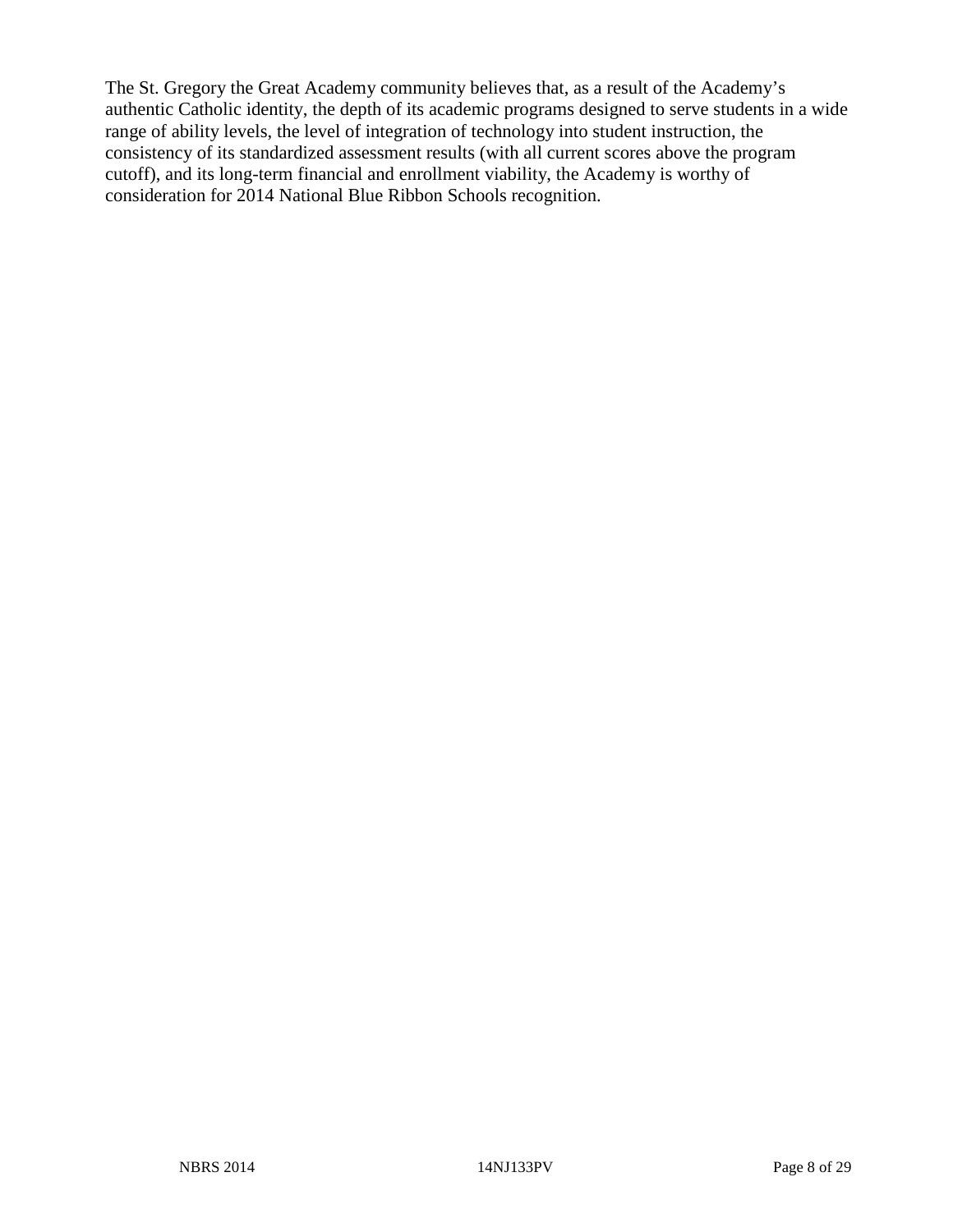The St. Gregory the Great Academy community believes that, as a result of the Academy's authentic Catholic identity, the depth of its academic programs designed to serve students in a wide range of ability levels, the level of integration of technology into student instruction, the consistency of its standardized assessment results (with all current scores above the program cutoff), and its long-term financial and enrollment viability, the Academy is worthy of consideration for 2014 National Blue Ribbon Schools recognition.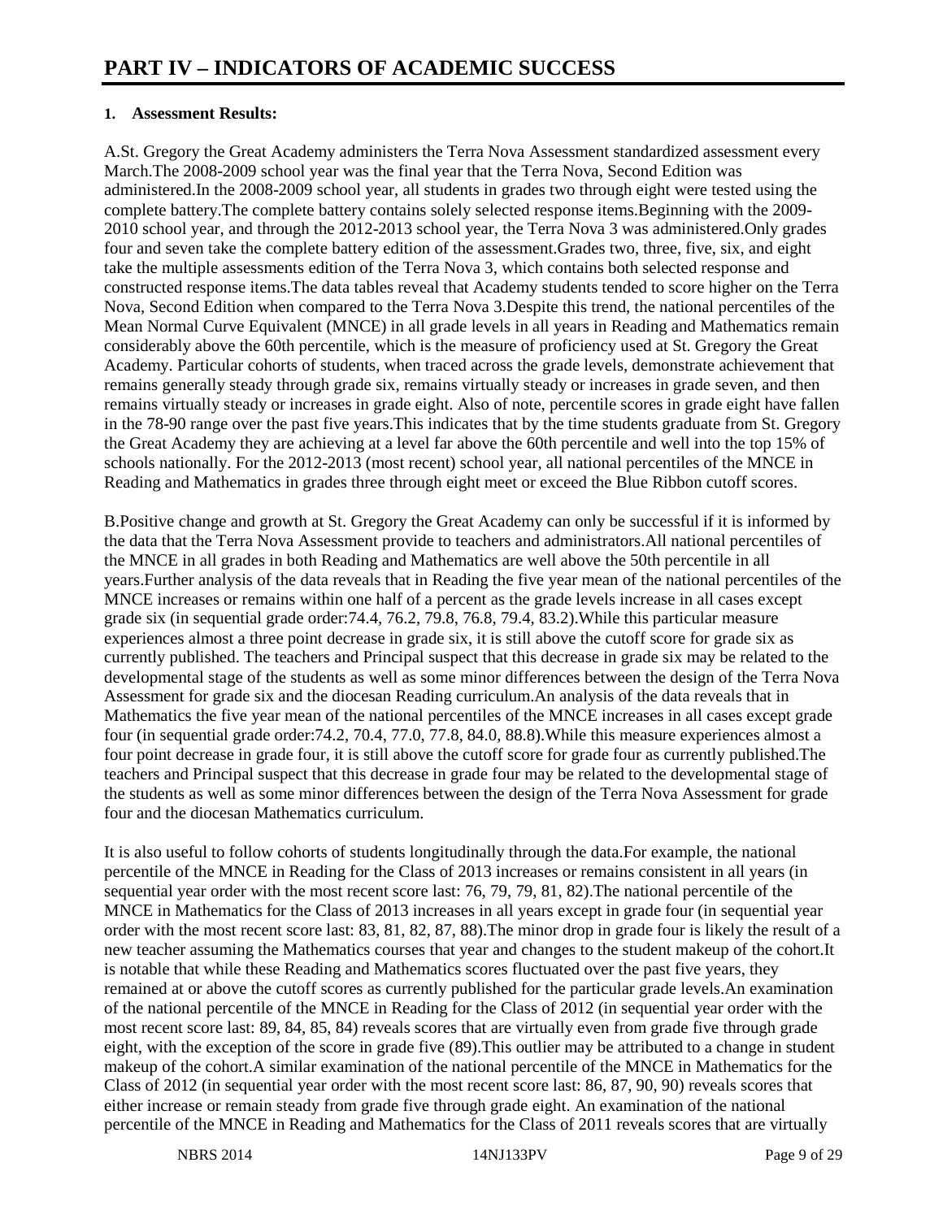# PART IV – INDICATORS OF ACADEMIC SUCCESS

**1. Assessment Results:**

A.St. Gregory the Great Academy administers the Terra Nova Assessment standardized assessment every March.The 2008-2009 school year was the final year that the Terra Nova, Second Edition was administered.In the 2008-2009 school year, all students in grades two through eight were tested using the complete battery.The complete battery contains solely selected response items.Beginning with the 2009-2010 school year, and through the 2012-2013 school year, the Terra Nova 3 was administered.Only grades four and seven take the complete battery edition of the assessment.Grades two, three, five, six, and eight take the multiple assessments edition of the Terra Nova 3, which contains both selected response and constructed response items.The data tables reveal that Academy students tended to score higher on the Terra Nova, Second Edition when compared to the Terra Nova 3.Despite this trend, the national percentiles of the Mean Normal Curve Equivalent (MNCE) in all grade levels in all years in Reading and Mathematics remain considerably above the 60th percentile, which is the measure of proficiency used at St. Gregory the Great Academy. Particular cohorts of students, when traced across the grade levels, demonstrate achievement that remains generally steady through grade six, remains virtually steady or increases in grade seven, and then remains virtually steady or increases in grade eight. Also of note, percentile scores in grade eight have fallen in the 78-90 range over the past five years.This indicates that by the time students graduate from St. Gregory the Great Academy they are achieving at a level far above the 60th percentile and well into the top 15% of schools nationally. For the 2012-2013 (most recent) school year, all national percentiles of the MNCE in Reading and Mathematics in grades three through eight meet or exceed the Blue Ribbon cutoff scores.

B.Positive change and growth at St. Gregory the Great Academy can only be successful if it is informed by the data that the Terra Nova Assessment provide to teachers and administrators.All national percentiles of the MNCE in all grades in both Reading and Mathematics are well above the 50th percentile in all years.Further analysis of the data reveals that in Reading the five year mean of the national percentiles of the MNCE increases or remains within one half of a percent as the grade levels increase in all cases except grade six (in sequential grade order:74.4, 76.2, 79.8, 76.8, 79.4, 83.2).While this particular measure experiences almost a three point decrease in grade six, it is still above the cutoff score for grade six as currently published. The teachers and Principal suspect that this decrease in grade six may be related to the developmental stage of the students as well as some minor differences between the design of the Terra Nova Assessment for grade six and the diocesan Reading curriculum.An analysis of the data reveals that in Mathematics the five year mean of the national percentiles of the MNCE increases in all cases except grade four (in sequential grade order:74.2, 70.4, 77.0, 77.8, 84.0, 88.8).While this measure experiences almost a four point decrease in grade four, it is still above the cutoff score for grade four as currently published.The teachers and Principal suspect that this decrease in grade four may be related to the developmental stage of the students as well as some minor differences between the design of the Terra Nova Assessment for grade four and the diocesan Mathematics curriculum.

It is also useful to follow cohorts of students longitudinally through the data.For example, the national percentile of the MNCE in Reading for the Class of 2013 increases or remains consistent in all years (in sequential year order with the most recent score last: 76, 79, 79, 81, 82).The national percentile of the MNCE in Mathematics for the Class of 2013 increases in all years except in grade four (in sequential year order with the most recent score last: 83, 81, 82, 87, 88).The minor drop in grade four is likely the result of a new teacher assuming the Mathematics courses that year and changes to the student makeup of the cohort.It is notable that while these Reading and Mathematics scores fluctuated over the past five years, they remained at or above the cutoff scores as currently published for the particular grade levels.An examination of the national percentile of the MNCE in Reading for the Class of 2012 (in sequential year order with the most recent score last: 89, 84, 85, 84) reveals scores that are virtually even from grade five through grade eight, with the exception of the score in grade five (89).This outlier may be attributed to a change in student makeup of the cohort.A similar examination of the national percentile of the MNCE in Mathematics for the Class of 2012 (in sequential year order with the most recent score last: 86, 87, 90, 90) reveals scores that either increase or remain steady from grade five through grade eight. An examination of the national percentile of the MNCE in Reading and Mathematics for the Class of 2011 reveals scores that are virtually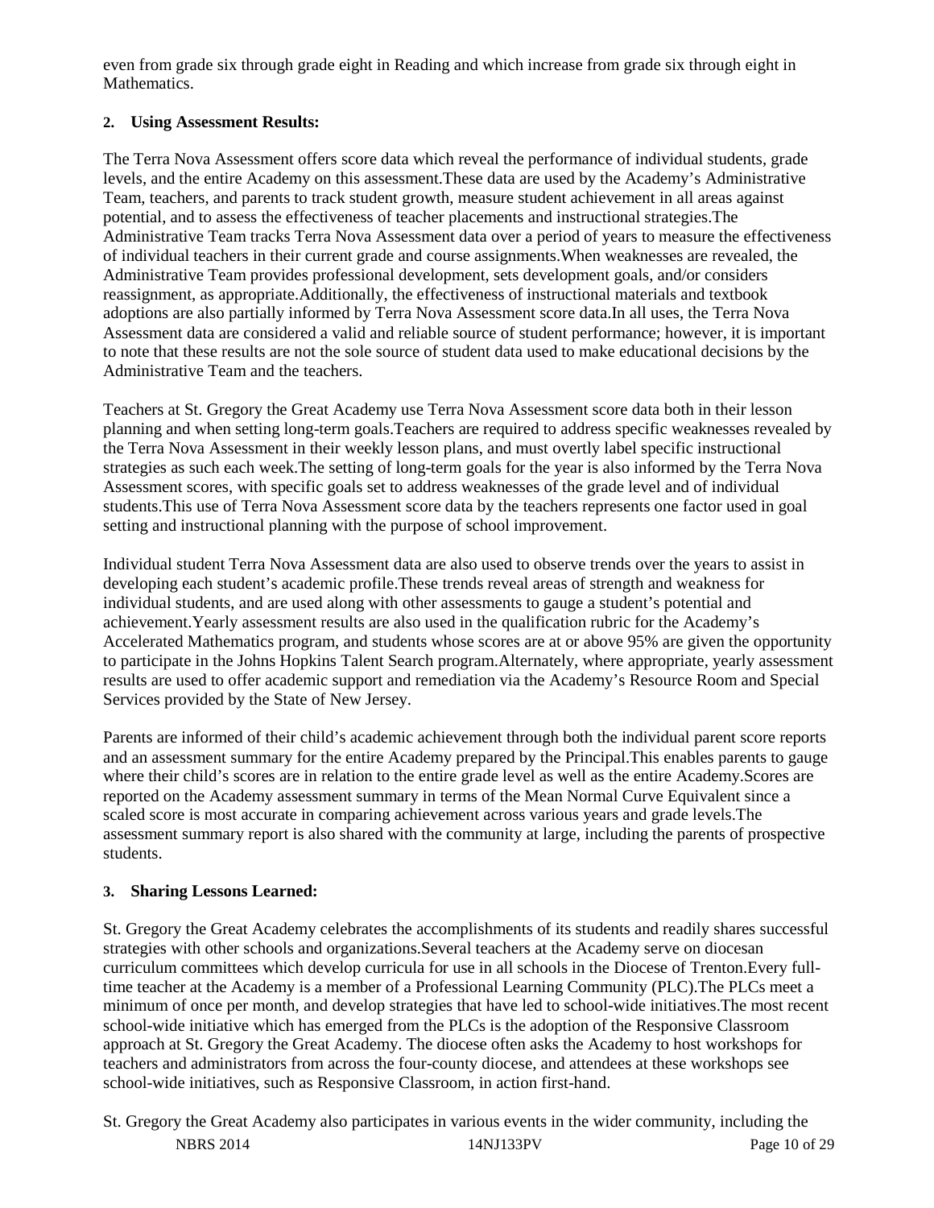even from grade six through grade eight in Reading and which increase from grade six through eight in Mathematics.

**2. Using Assessment Results:**

The Terra Nova Assessment offers score data which reveal the performance of individual students, grade levels, and the entire Academy on this assessment.These data are used by the Academy's Administrative Team, teachers, and parents to track student growth, measure student achievement in all areas against potential, and to assess the effectiveness of teacher placements and instructional strategies.The Administrative Team tracks Terra Nova Assessment data over a period of years to measure the effectiveness of individual teachers in their current grade and course assignments.When weaknesses are revealed, the Administrative Team provides professional development, sets development goals, and/or considers reassignment, as appropriate.Additionally, the effectiveness of instructional materials and textbook adoptions are also partially informed by Terra Nova Assessment score data.In all uses, the Terra Nova Assessment data are considered a valid and reliable source of student performance; however, it is important to note that these results are not the sole source of student data used to make educational decisions by the Administrative Team and the teachers.

Teachers at St. Gregory the Great Academy use Terra Nova Assessment score data both in their lesson planning and when setting long-term goals.Teachers are required to address specific weaknesses revealed by the Terra Nova Assessment in their weekly lesson plans, and must overtly label specific instructional strategies as such each week.The setting of long-term goals for the year is also informed by the Terra Nova Assessment scores, with specific goals set to address weaknesses of the grade level and of individual students.This use of Terra Nova Assessment score data by the teachers represents one factor used in goal setting and instructional planning with the purpose of school improvement.

Individual student Terra Nova Assessment data are also used to observe trends over the years to assist in developing each student's academic profile.These trends reveal areas of strength and weakness for individual students, and are used along with other assessments to gauge a student's potential and achievement.Yearly assessment results are also used in the qualification rubric for the Academy's Accelerated Mathematics program, and students whose scores are at or above 95% are given the opportunity to participate in the Johns Hopkins Talent Search program.Alternately, where appropriate, yearly assessment results are used to offer academic support and remediation via the Academy's Resource Room and Special Services provided by the State of New Jersey.

Parents are informed of their child's academic achievement through both the individual parent score reports and an assessment summary for the entire Academy prepared by the Principal.This enables parents to gauge where their child's scores are in relation to the entire grade level as well as the entire Academy.Scores are reported on the Academy assessment summary in terms of the Mean Normal Curve Equivalent since a scaled score is most accurate in comparing achievement across various years and grade levels.The assessment summary report is also shared with the community at large, including the parents of prospective students.

**3. Sharing Lessons Learned:**

St. Gregory the Great Academy celebrates the accomplishments of its students and readily shares successful strategies with other schools and organizations.Several teachers at the Academy serve on diocesan curriculum committees which develop curricula for use in all schools in the Diocese of Trenton.Every full-time teacher at the Academy is a member of a Professional Learning Community (PLC).The PLCs meet a minimum of once per month, and develop strategies that have led to school-wide initiatives.The most recent school-wide initiative which has emerged from the PLCs is the adoption of the Responsive Classroom approach at St. Gregory the Great Academy. The diocese often asks the Academy to host workshops for teachers and administrators from across the four-county diocese, and attendees at these workshops see school-wide initiatives, such as Responsive Classroom, in action first-hand.

St. Gregory the Great Academy also participates in various events in the wider community, including the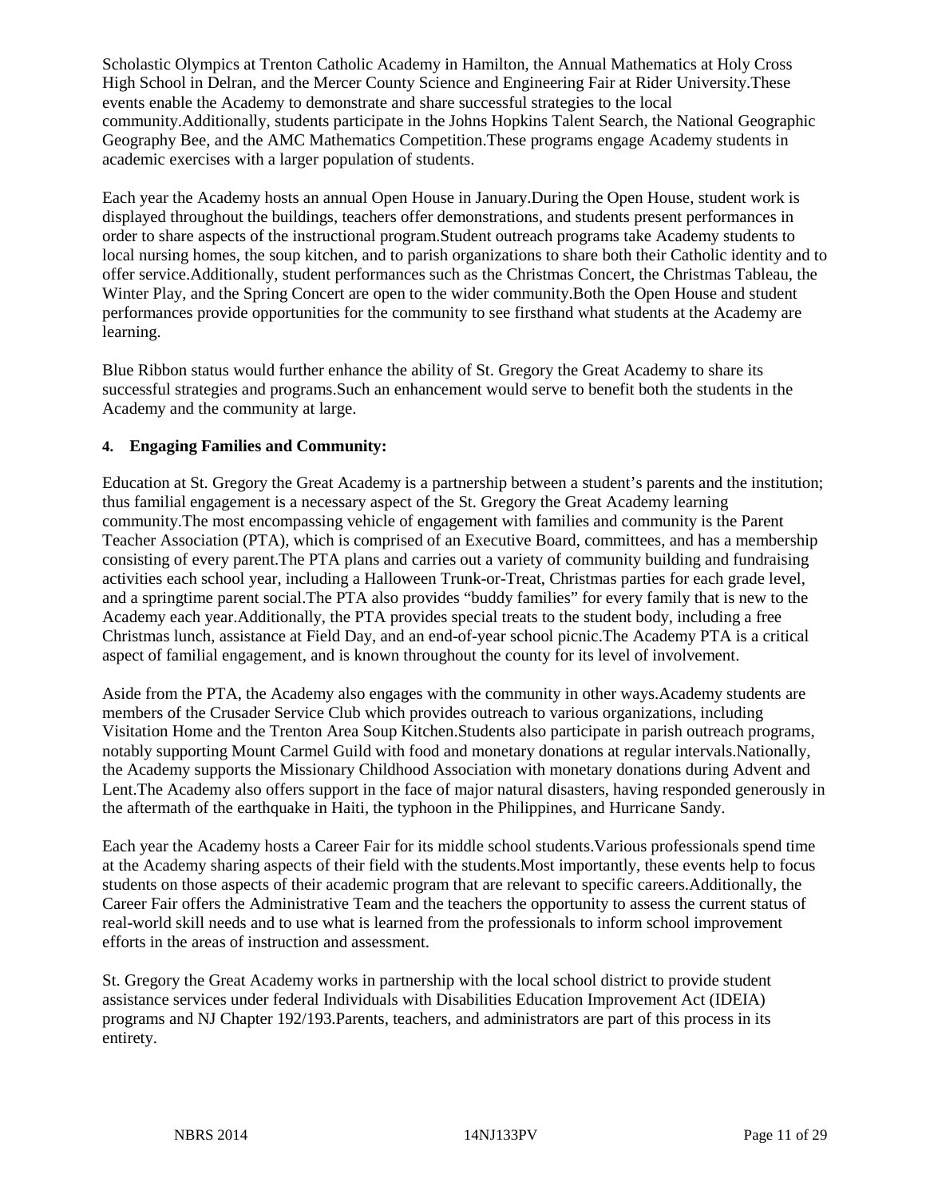Scholastic Olympics at Trenton Catholic Academy in Hamilton, the Annual Mathematics at Holy Cross High School in Delran, and the Mercer County Science and Engineering Fair at Rider University.These events enable the Academy to demonstrate and share successful strategies to the local community.Additionally, students participate in the Johns Hopkins Talent Search, the National Geographic Geography Bee, and the AMC Mathematics Competition.These programs engage Academy students in academic exercises with a larger population of students.

Each year the Academy hosts an annual Open House in January.During the Open House, student work is displayed throughout the buildings, teachers offer demonstrations, and students present performances in order to share aspects of the instructional program.Student outreach programs take Academy students to local nursing homes, the soup kitchen, and to parish organizations to share both their Catholic identity and to offer service.Additionally, student performances such as the Christmas Concert, the Christmas Tableau, the Winter Play, and the Spring Concert are open to the wider community.Both the Open House and student performances provide opportunities for the community to see firsthand what students at the Academy are learning.

Blue Ribbon status would further enhance the ability of St. Gregory the Great Academy to share its successful strategies and programs.Such an enhancement would serve to benefit both the students in the Academy and the community at large.

**4. Engaging Families and Community:**

Education at St. Gregory the Great Academy is a partnership between a student's parents and the institution; thus familial engagement is a necessary aspect of the St. Gregory the Great Academy learning community.The most encompassing vehicle of engagement with families and community is the Parent Teacher Association (PTA), which is comprised of an Executive Board, committees, and has a membership consisting of every parent.The PTA plans and carries out a variety of community building and fundraising activities each school year, including a Halloween Trunk-or-Treat, Christmas parties for each grade level, and a springtime parent social.The PTA also provides "buddy families" for every family that is new to the Academy each year.Additionally, the PTA provides special treats to the student body, including a free Christmas lunch, assistance at Field Day, and an end-of-year school picnic.The Academy PTA is a critical aspect of familial engagement, and is known throughout the county for its level of involvement.

Aside from the PTA, the Academy also engages with the community in other ways.Academy students are members of the Crusader Service Club which provides outreach to various organizations, including Visitation Home and the Trenton Area Soup Kitchen.Students also participate in parish outreach programs, notably supporting Mount Carmel Guild with food and monetary donations at regular intervals.Nationally, the Academy supports the Missionary Childhood Association with monetary donations during Advent and Lent.The Academy also offers support in the face of major natural disasters, having responded generously in the aftermath of the earthquake in Haiti, the typhoon in the Philippines, and Hurricane Sandy.

Each year the Academy hosts a Career Fair for its middle school students.Various professionals spend time at the Academy sharing aspects of their field with the students.Most importantly, these events help to focus students on those aspects of their academic program that are relevant to specific careers.Additionally, the Career Fair offers the Administrative Team and the teachers the opportunity to assess the current status of real-world skill needs and to use what is learned from the professionals to inform school improvement efforts in the areas of instruction and assessment.

St. Gregory the Great Academy works in partnership with the local school district to provide student assistance services under federal Individuals with Disabilities Education Improvement Act (IDEIA) programs and NJ Chapter 192/193.Parents, teachers, and administrators are part of this process in its entirety.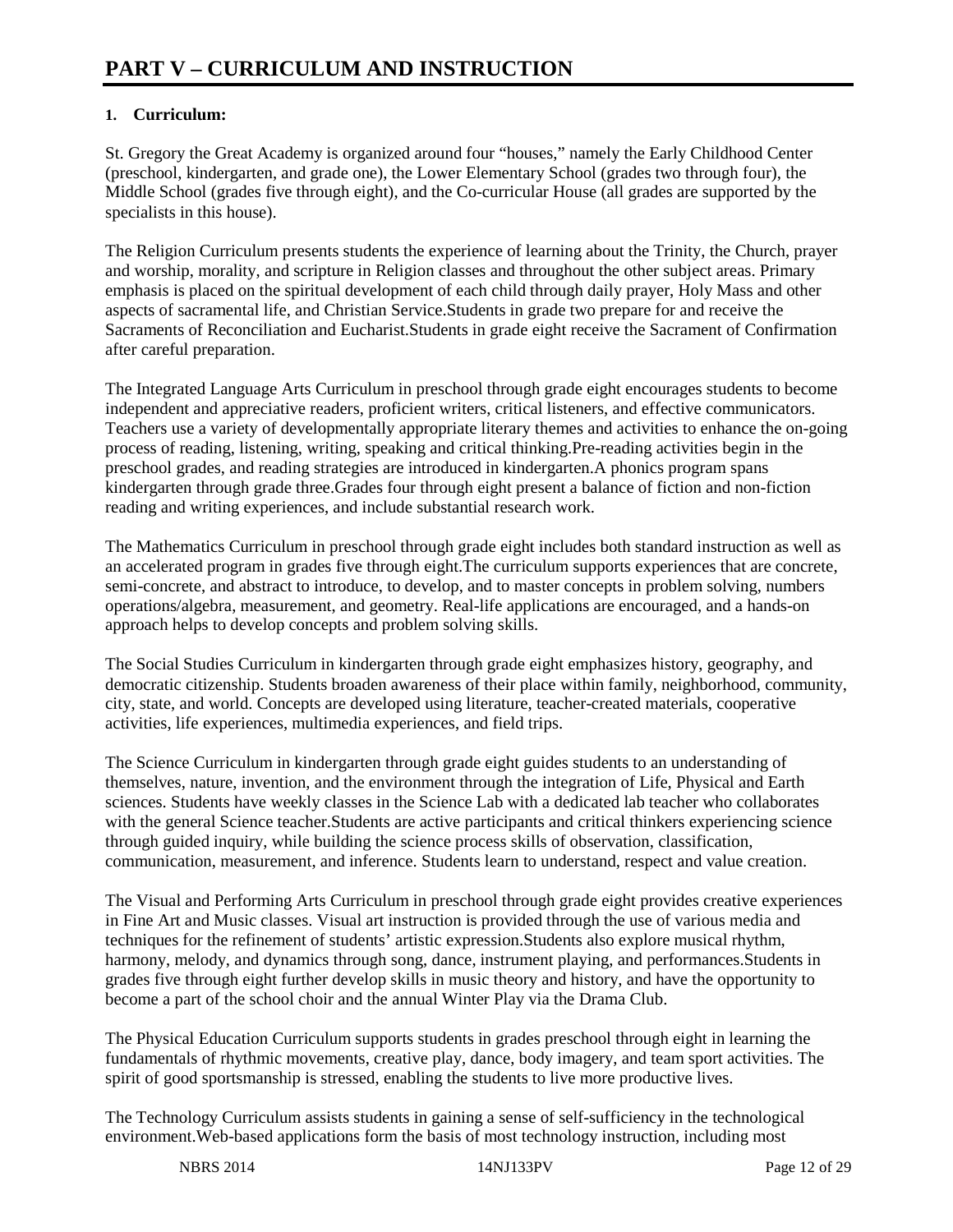# PART V – CURRICULUM AND INSTRUCTION

**1. Curriculum:**

St. Gregory the Great Academy is organized around four "houses," namely the Early Childhood Center (preschool, kindergarten, and grade one), the Lower Elementary School (grades two through four), the Middle School (grades five through eight), and the Co-curricular House (all grades are supported by the specialists in this house).

The Religion Curriculum presents students the experience of learning about the Trinity, the Church, prayer and worship, morality, and scripture in Religion classes and throughout the other subject areas. Primary emphasis is placed on the spiritual development of each child through daily prayer, Holy Mass and other aspects of sacramental life, and Christian Service.Students in grade two prepare for and receive the Sacraments of Reconciliation and Eucharist.Students in grade eight receive the Sacrament of Confirmation after careful preparation.

The Integrated Language Arts Curriculum in preschool through grade eight encourages students to become independent and appreciative readers, proficient writers, critical listeners, and effective communicators. Teachers use a variety of developmentally appropriate literary themes and activities to enhance the on-going process of reading, listening, writing, speaking and critical thinking.Pre-reading activities begin in the preschool grades, and reading strategies are introduced in kindergarten.A phonics program spans kindergarten through grade three.Grades four through eight present a balance of fiction and non-fiction reading and writing experiences, and include substantial research work.

The Mathematics Curriculum in preschool through grade eight includes both standard instruction as well as an accelerated program in grades five through eight.The curriculum supports experiences that are concrete, semi-concrete, and abstract to introduce, to develop, and to master concepts in problem solving, numbers operations/algebra, measurement, and geometry. Real-life applications are encouraged, and a hands-on approach helps to develop concepts and problem solving skills.

The Social Studies Curriculum in kindergarten through grade eight emphasizes history, geography, and democratic citizenship. Students broaden awareness of their place within family, neighborhood, community, city, state, and world. Concepts are developed using literature, teacher-created materials, cooperative activities, life experiences, multimedia experiences, and field trips.

The Science Curriculum in kindergarten through grade eight guides students to an understanding of themselves, nature, invention, and the environment through the integration of Life, Physical and Earth sciences. Students have weekly classes in the Science Lab with a dedicated lab teacher who collaborates with the general Science teacher.Students are active participants and critical thinkers experiencing science through guided inquiry, while building the science process skills of observation, classification, communication, measurement, and inference. Students learn to understand, respect and value creation.

The Visual and Performing Arts Curriculum in preschool through grade eight provides creative experiences in Fine Art and Music classes. Visual art instruction is provided through the use of various media and techniques for the refinement of students' artistic expression.Students also explore musical rhythm, harmony, melody, and dynamics through song, dance, instrument playing, and performances.Students in grades five through eight further develop skills in music theory and history, and have the opportunity to become a part of the school choir and the annual Winter Play via the Drama Club.

The Physical Education Curriculum supports students in grades preschool through eight in learning the fundamentals of rhythmic movements, creative play, dance, body imagery, and team sport activities. The spirit of good sportsmanship is stressed, enabling the students to live more productive lives.

The Technology Curriculum assists students in gaining a sense of self-sufficiency in the technological environment.Web-based applications form the basis of most technology instruction, including most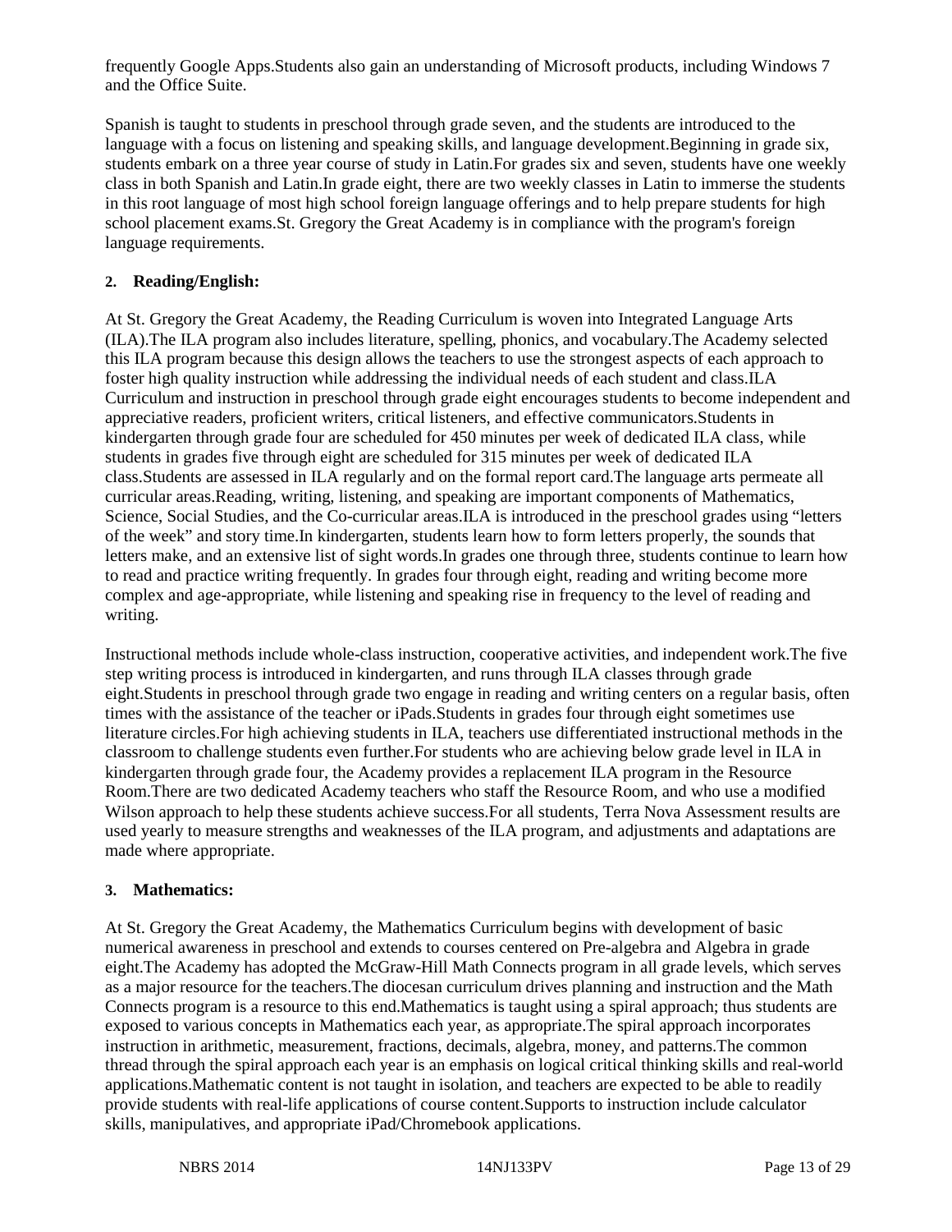frequently Google Apps.Students also gain an understanding of Microsoft products, including Windows 7 and the Office Suite.

Spanish is taught to students in preschool through grade seven, and the students are introduced to the language with a focus on listening and speaking skills, and language development.Beginning in grade six, students embark on a three year course of study in Latin.For grades six and seven, students have one weekly class in both Spanish and Latin.In grade eight, there are two weekly classes in Latin to immerse the students in this root language of most high school foreign language offerings and to help prepare students for high school placement exams.St. Gregory the Great Academy is in compliance with the program's foreign language requirements.

**2. Reading/English:**

At St. Gregory the Great Academy, the Reading Curriculum is woven into Integrated Language Arts (ILA).The ILA program also includes literature, spelling, phonics, and vocabulary.The Academy selected this ILA program because this design allows the teachers to use the strongest aspects of each approach to foster high quality instruction while addressing the individual needs of each student and class.ILA Curriculum and instruction in preschool through grade eight encourages students to become independent and appreciative readers, proficient writers, critical listeners, and effective communicators.Students in kindergarten through grade four are scheduled for 450 minutes per week of dedicated ILA class, while students in grades five through eight are scheduled for 315 minutes per week of dedicated ILA class.Students are assessed in ILA regularly and on the formal report card.The language arts permeate all curricular areas.Reading, writing, listening, and speaking are important components of Mathematics, Science, Social Studies, and the Co-curricular areas.ILA is introduced in the preschool grades using "letters of the week" and story time.In kindergarten, students learn how to form letters properly, the sounds that letters make, and an extensive list of sight words.In grades one through three, students continue to learn how to read and practice writing frequently. In grades four through eight, reading and writing become more complex and age-appropriate, while listening and speaking rise in frequency to the level of reading and writing.

Instructional methods include whole-class instruction, cooperative activities, and independent work.The five step writing process is introduced in kindergarten, and runs through ILA classes through grade eight.Students in preschool through grade two engage in reading and writing centers on a regular basis, often times with the assistance of the teacher or iPads.Students in grades four through eight sometimes use literature circles.For high achieving students in ILA, teachers use differentiated instructional methods in the classroom to challenge students even further.For students who are achieving below grade level in ILA in kindergarten through grade four, the Academy provides a replacement ILA program in the Resource Room.There are two dedicated Academy teachers who staff the Resource Room, and who use a modified Wilson approach to help these students achieve success.For all students, Terra Nova Assessment results are used yearly to measure strengths and weaknesses of the ILA program, and adjustments and adaptations are made where appropriate.

**3. Mathematics:**

At St. Gregory the Great Academy, the Mathematics Curriculum begins with development of basic numerical awareness in preschool and extends to courses centered on Pre-algebra and Algebra in grade eight.The Academy has adopted the McGraw-Hill Math Connects program in all grade levels, which serves as a major resource for the teachers.The diocesan curriculum drives planning and instruction and the Math Connects program is a resource to this end.Mathematics is taught using a spiral approach; thus students are exposed to various concepts in Mathematics each year, as appropriate.The spiral approach incorporates instruction in arithmetic, measurement, fractions, decimals, algebra, money, and patterns.The common thread through the spiral approach each year is an emphasis on logical critical thinking skills and real-world applications.Mathematic content is not taught in isolation, and teachers are expected to be able to readily provide students with real-life applications of course content.Supports to instruction include calculator skills, manipulatives, and appropriate iPad/Chromebook applications.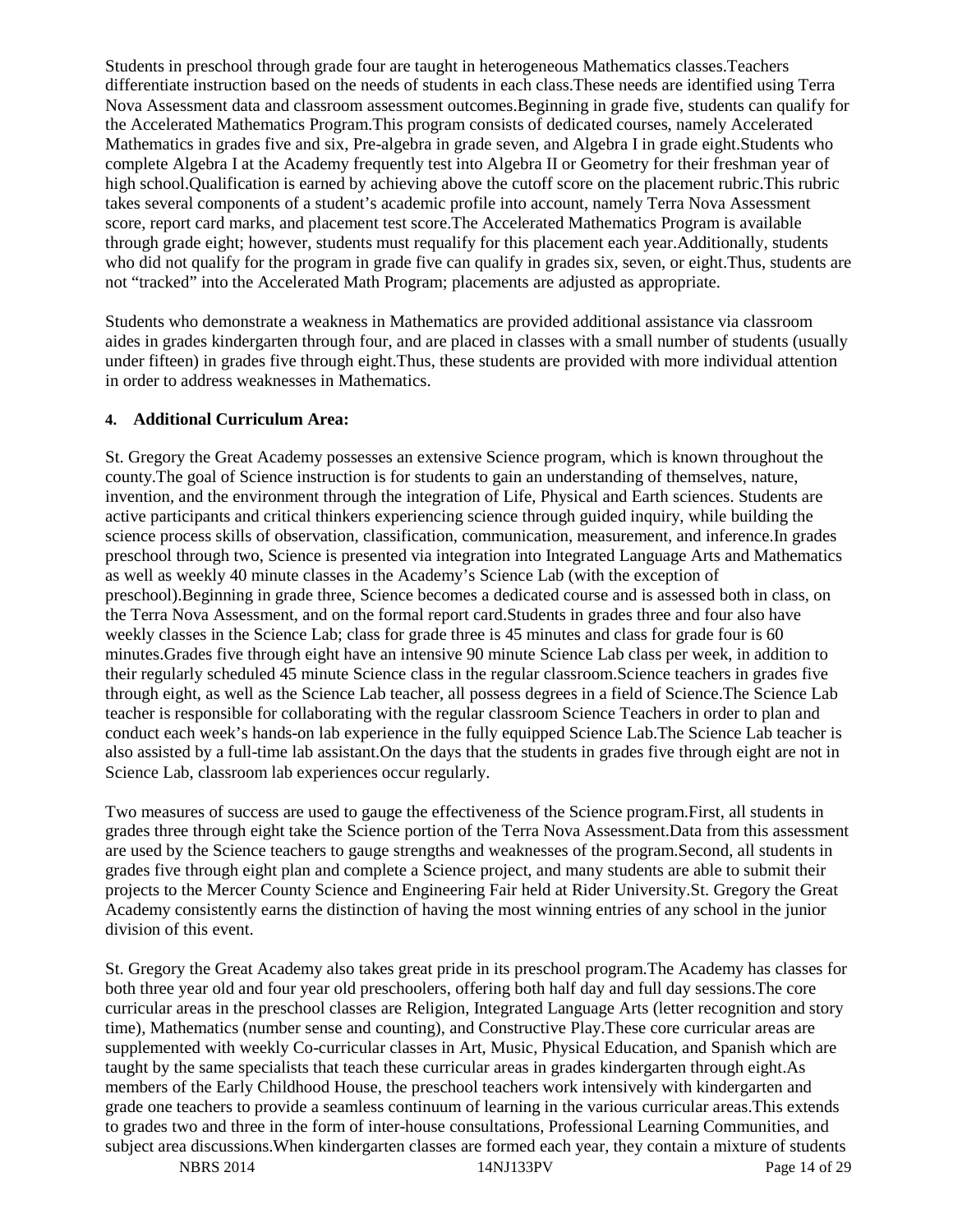Students in preschool through grade four are taught in heterogeneous Mathematics classes.Teachers differentiate instruction based on the needs of students in each class.These needs are identified using Terra Nova Assessment data and classroom assessment outcomes.Beginning in grade five, students can qualify for the Accelerated Mathematics Program.This program consists of dedicated courses, namely Accelerated Mathematics in grades five and six, Pre-algebra in grade seven, and Algebra I in grade eight.Students who complete Algebra I at the Academy frequently test into Algebra II or Geometry for their freshman year of high school.Qualification is earned by achieving above the cutoff score on the placement rubric.This rubric takes several components of a student's academic profile into account, namely Terra Nova Assessment score, report card marks, and placement test score.The Accelerated Mathematics Program is available through grade eight; however, students must requalify for this placement each year.Additionally, students who did not qualify for the program in grade five can qualify in grades six, seven, or eight.Thus, students are not "tracked" into the Accelerated Math Program; placements are adjusted as appropriate.

Students who demonstrate a weakness in Mathematics are provided additional assistance via classroom aides in grades kindergarten through four, and are placed in classes with a small number of students (usually under fifteen) in grades five through eight.Thus, these students are provided with more individual attention in order to address weaknesses in Mathematics.

**4. Additional Curriculum Area:**

St. Gregory the Great Academy possesses an extensive Science program, which is known throughout the county.The goal of Science instruction is for students to gain an understanding of themselves, nature, invention, and the environment through the integration of Life, Physical and Earth sciences. Students are active participants and critical thinkers experiencing science through guided inquiry, while building the science process skills of observation, classification, communication, measurement, and inference.In grades preschool through two, Science is presented via integration into Integrated Language Arts and Mathematics as well as weekly 40 minute classes in the Academy's Science Lab (with the exception of preschool).Beginning in grade three, Science becomes a dedicated course and is assessed both in class, on the Terra Nova Assessment, and on the formal report card.Students in grades three and four also have weekly classes in the Science Lab; class for grade three is 45 minutes and class for grade four is 60 minutes.Grades five through eight have an intensive 90 minute Science Lab class per week, in addition to their regularly scheduled 45 minute Science class in the regular classroom.Science teachers in grades five through eight, as well as the Science Lab teacher, all possess degrees in a field of Science.The Science Lab teacher is responsible for collaborating with the regular classroom Science Teachers in order to plan and conduct each week's hands-on lab experience in the fully equipped Science Lab.The Science Lab teacher is also assisted by a full-time lab assistant.On the days that the students in grades five through eight are not in Science Lab, classroom lab experiences occur regularly.

Two measures of success are used to gauge the effectiveness of the Science program.First, all students in grades three through eight take the Science portion of the Terra Nova Assessment.Data from this assessment are used by the Science teachers to gauge strengths and weaknesses of the program.Second, all students in grades five through eight plan and complete a Science project, and many students are able to submit their projects to the Mercer County Science and Engineering Fair held at Rider University.St. Gregory the Great Academy consistently earns the distinction of having the most winning entries of any school in the junior division of this event.

St. Gregory the Great Academy also takes great pride in its preschool program.The Academy has classes for both three year old and four year old preschoolers, offering both half day and full day sessions.The core curricular areas in the preschool classes are Religion, Integrated Language Arts (letter recognition and story time), Mathematics (number sense and counting), and Constructive Play.These core curricular areas are supplemented with weekly Co-curricular classes in Art, Music, Physical Education, and Spanish which are taught by the same specialists that teach these curricular areas in grades kindergarten through eight.As members of the Early Childhood House, the preschool teachers work intensively with kindergarten and grade one teachers to provide a seamless continuum of learning in the various curricular areas.This extends to grades two and three in the form of inter-house consultations, Professional Learning Communities, and subject area discussions.When kindergarten classes are formed each year, they contain a mixture of students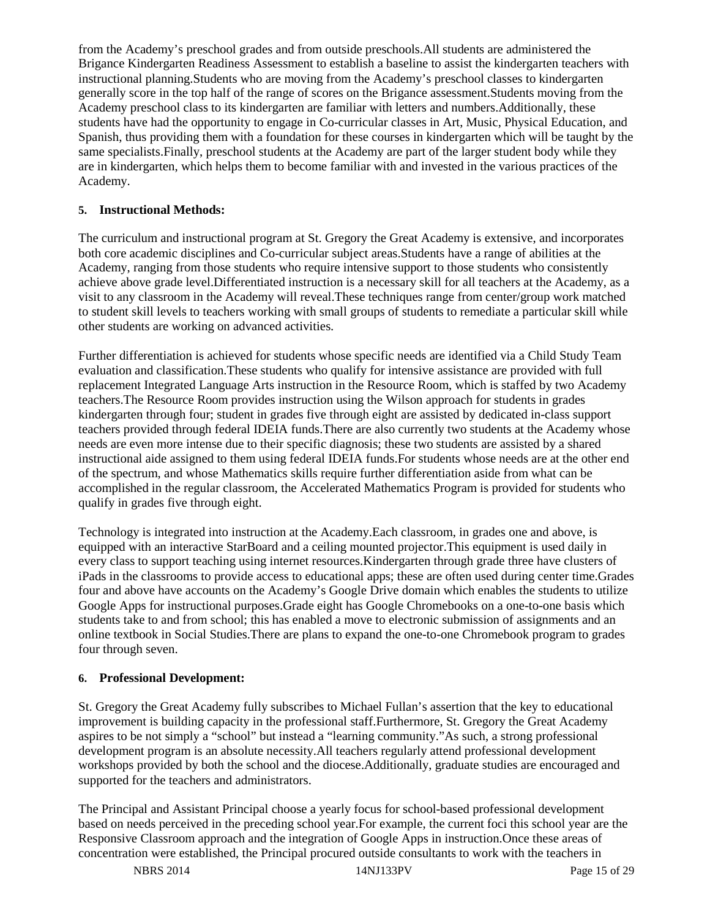from the Academy's preschool grades and from outside preschools.All students are administered the Brigance Kindergarten Readiness Assessment to establish a baseline to assist the kindergarten teachers with instructional planning.Students who are moving from the Academy's preschool classes to kindergarten generally score in the top half of the range of scores on the Brigance assessment.Students moving from the Academy preschool class to its kindergarten are familiar with letters and numbers.Additionally, these students have had the opportunity to engage in Co-curricular classes in Art, Music, Physical Education, and Spanish, thus providing them with a foundation for these courses in kindergarten which will be taught by the same specialists.Finally, preschool students at the Academy are part of the larger student body while they are in kindergarten, which helps them to become familiar with and invested in the various practices of the Academy.

**5. Instructional Methods:**

The curriculum and instructional program at St. Gregory the Great Academy is extensive, and incorporates both core academic disciplines and Co-curricular subject areas.Students have a range of abilities at the Academy, ranging from those students who require intensive support to those students who consistently achieve above grade level.Differentiated instruction is a necessary skill for all teachers at the Academy, as a visit to any classroom in the Academy will reveal.These techniques range from center/group work matched to student skill levels to teachers working with small groups of students to remediate a particular skill while other students are working on advanced activities.

Further differentiation is achieved for students whose specific needs are identified via a Child Study Team evaluation and classification.These students who qualify for intensive assistance are provided with full replacement Integrated Language Arts instruction in the Resource Room, which is staffed by two Academy teachers.The Resource Room provides instruction using the Wilson approach for students in grades kindergarten through four; student in grades five through eight are assisted by dedicated in-class support teachers provided through federal IDEIA funds.There are also currently two students at the Academy whose needs are even more intense due to their specific diagnosis; these two students are assisted by a shared instructional aide assigned to them using federal IDEIA funds.For students whose needs are at the other end of the spectrum, and whose Mathematics skills require further differentiation aside from what can be accomplished in the regular classroom, the Accelerated Mathematics Program is provided for students who qualify in grades five through eight.

Technology is integrated into instruction at the Academy.Each classroom, in grades one and above, is equipped with an interactive StarBoard and a ceiling mounted projector.This equipment is used daily in every class to support teaching using internet resources.Kindergarten through grade three have clusters of iPads in the classrooms to provide access to educational apps; these are often used during center time.Grades four and above have accounts on the Academy's Google Drive domain which enables the students to utilize Google Apps for instructional purposes.Grade eight has Google Chromebooks on a one-to-one basis which students take to and from school; this has enabled a move to electronic submission of assignments and an online textbook in Social Studies.There are plans to expand the one-to-one Chromebook program to grades four through seven.

**6. Professional Development:**

St. Gregory the Great Academy fully subscribes to Michael Fullan's assertion that the key to educational improvement is building capacity in the professional staff.Furthermore, St. Gregory the Great Academy aspires to be not simply a "school" but instead a "learning community."As such, a strong professional development program is an absolute necessity.All teachers regularly attend professional development workshops provided by both the school and the diocese.Additionally, graduate studies are encouraged and supported for the teachers and administrators.

The Principal and Assistant Principal choose a yearly focus for school-based professional development based on needs perceived in the preceding school year.For example, the current foci this school year are the Responsive Classroom approach and the integration of Google Apps in instruction.Once these areas of concentration were established, the Principal procured outside consultants to work with the teachers in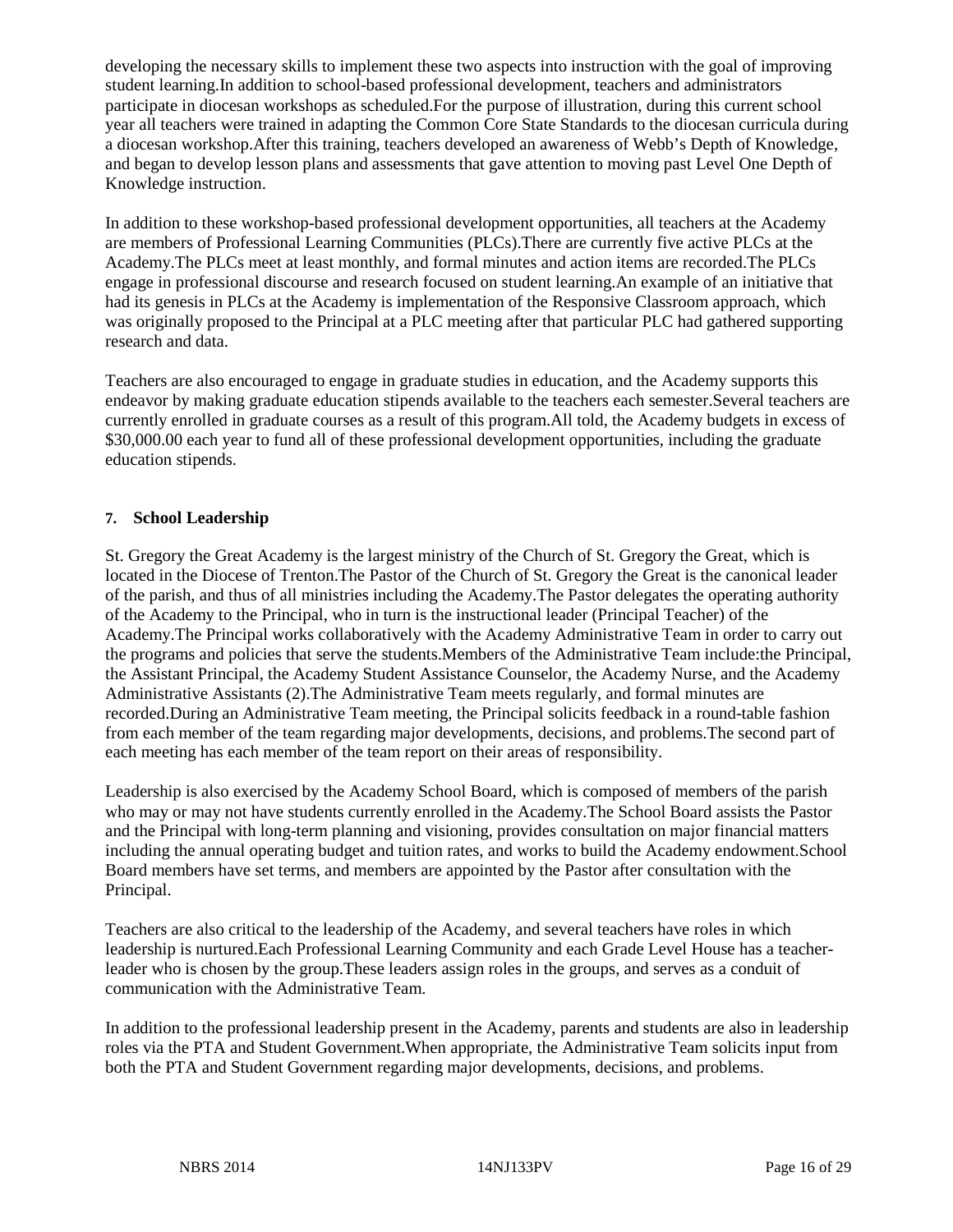developing the necessary skills to implement these two aspects into instruction with the goal of improving student learning.In addition to school-based professional development, teachers and administrators participate in diocesan workshops as scheduled.For the purpose of illustration, during this current school year all teachers were trained in adapting the Common Core State Standards to the diocesan curricula during a diocesan workshop.After this training, teachers developed an awareness of Webb's Depth of Knowledge, and began to develop lesson plans and assessments that gave attention to moving past Level One Depth of Knowledge instruction.

In addition to these workshop-based professional development opportunities, all teachers at the Academy are members of Professional Learning Communities (PLCs).There are currently five active PLCs at the Academy.The PLCs meet at least monthly, and formal minutes and action items are recorded.The PLCs engage in professional discourse and research focused on student learning.An example of an initiative that had its genesis in PLCs at the Academy is implementation of the Responsive Classroom approach, which was originally proposed to the Principal at a PLC meeting after that particular PLC had gathered supporting research and data.

Teachers are also encouraged to engage in graduate studies in education, and the Academy supports this endeavor by making graduate education stipends available to the teachers each semester.Several teachers are currently enrolled in graduate courses as a result of this program.All told, the Academy budgets in excess of $30,000.00 each year to fund all of these professional development opportunities, including the graduate education stipends.

**7. School Leadership**

St. Gregory the Great Academy is the largest ministry of the Church of St. Gregory the Great, which is located in the Diocese of Trenton.The Pastor of the Church of St. Gregory the Great is the canonical leader of the parish, and thus of all ministries including the Academy.The Pastor delegates the operating authority of the Academy to the Principal, who in turn is the instructional leader (Principal Teacher) of the Academy.The Principal works collaboratively with the Academy Administrative Team in order to carry out the programs and policies that serve the students.Members of the Administrative Team include:the Principal, the Assistant Principal, the Academy Student Assistance Counselor, the Academy Nurse, and the Academy Administrative Assistants (2).The Administrative Team meets regularly, and formal minutes are recorded.During an Administrative Team meeting, the Principal solicits feedback in a round-table fashion from each member of the team regarding major developments, decisions, and problems.The second part of each meeting has each member of the team report on their areas of responsibility.

Leadership is also exercised by the Academy School Board, which is composed of members of the parish who may or may not have students currently enrolled in the Academy.The School Board assists the Pastor and the Principal with long-term planning and visioning, provides consultation on major financial matters including the annual operating budget and tuition rates, and works to build the Academy endowment.School Board members have set terms, and members are appointed by the Pastor after consultation with the Principal.

Teachers are also critical to the leadership of the Academy, and several teachers have roles in which leadership is nurtured.Each Professional Learning Community and each Grade Level House has a teacher-leader who is chosen by the group.These leaders assign roles in the groups, and serves as a conduit of communication with the Administrative Team.

In addition to the professional leadership present in the Academy, parents and students are also in leadership roles via the PTA and Student Government.When appropriate, the Administrative Team solicits input from both the PTA and Student Government regarding major developments, decisions, and problems.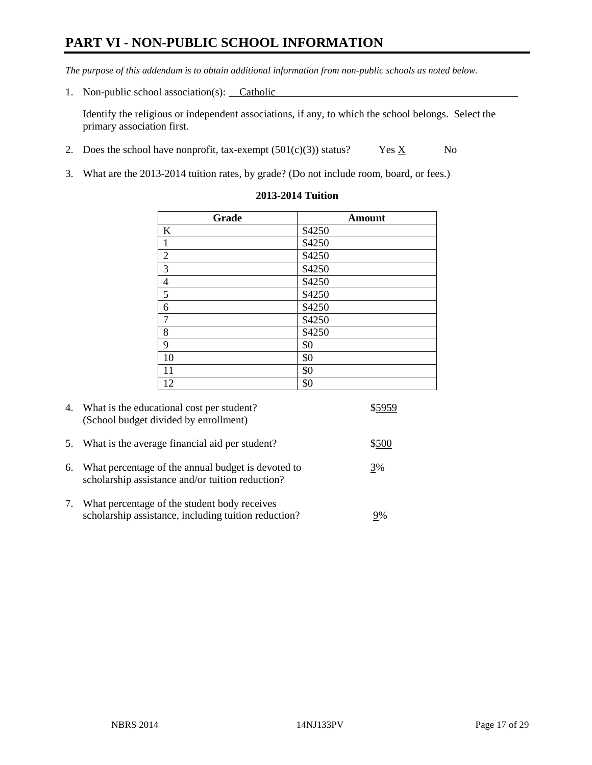# PART VI - NON-PUBLIC SCHOOL INFORMATION

*The purpose of this addendum is to obtain additional information from non-public schools as noted below.*

1. Non-public school association(s): Catholic

   Identify the religious or independent associations, if any, to which the school belongs. Select the primary association first.

2. Does the school have nonprofit, tax-exempt (501(c)(3)) status? Yes X No

3. What are the 2013-2014 tuition rates, by grade? (Do not include room, board, or fees.)

**2013-2014 Tuition**

| Grade | Amount |
|---|---|
| K | $4250 |
| 1 | $4250 |
| 2 | $4250 |
| 3 | $4250 |
| 4 | $4250 |
| 5 | $4250 |
| 6 | $4250 |
| 7 | $4250 |
| 8 | $4250 |
| 9 | $0 |
| 10 | $0 |
| 11 | $0 |
| 12 | $0 |

4. What is the educational cost per student? (School budget divided by enrollment) $5959

5. What is the average financial aid per student? $500

6. What percentage of the annual budget is devoted to scholarship assistance and/or tuition reduction? 3%

7. What percentage of the student body receives scholarship assistance, including tuition reduction? 9%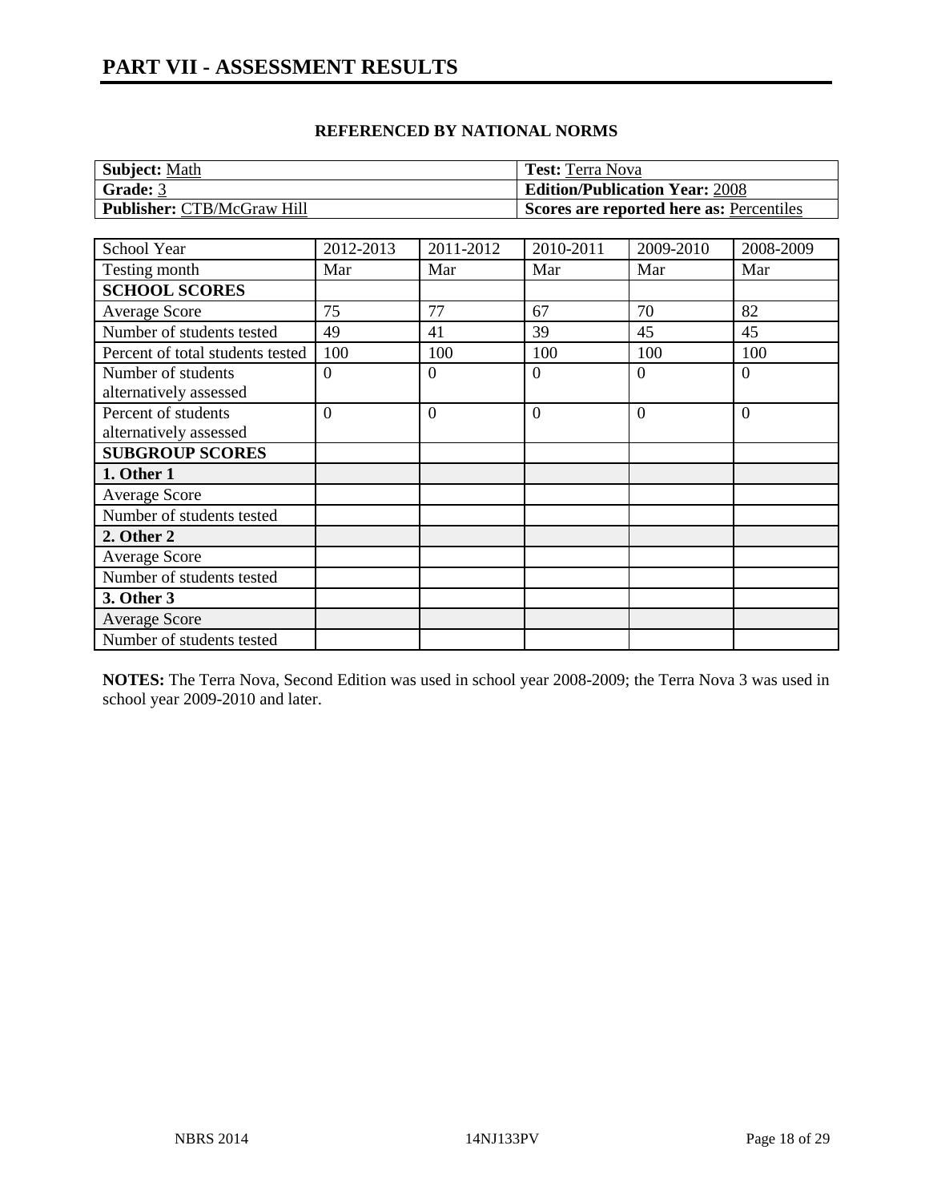# PART VII - ASSESSMENT RESULTS

## REFERENCED BY NATIONAL NORMS

| | |
|---|---|
| **Subject:** Math | **Test:** Terra Nova |
| **Grade:** 3 | **Edition/Publication Year:** 2008 |
| **Publisher:** CTB/McGraw Hill | **Scores are reported here as:** Percentiles |

| School Year | 2012-2013 | 2011-2012 | 2010-2011 | 2009-2010 | 2008-2009 |
|---|---|---|---|---|---|
| Testing month | Mar | Mar | Mar | Mar | Mar |
| **SCHOOL SCORES** | | | | | |
| Average Score | 75 | 77 | 67 | 70 | 82 |
| Number of students tested | 49 | 41 | 39 | 45 | 45 |
| Percent of total students tested | 100 | 100 | 100 | 100 | 100 |
| Number of students alternatively assessed | 0 | 0 | 0 | 0 | 0 |
| Percent of students alternatively assessed | 0 | 0 | 0 | 0 | 0 |
| **SUBGROUP SCORES** | | | | | |
| **1. Other 1** | | | | | |
| Average Score | | | | | |
| Number of students tested | | | | | |
| **2. Other 2** | | | | | |
| Average Score | | | | | |
| Number of students tested | | | | | |
| **3. Other 3** | | | | | |
| Average Score | | | | | |
| Number of students tested | | | | | |

**NOTES:** The Terra Nova, Second Edition was used in school year 2008-2009; the Terra Nova 3 was used in school year 2009-2010 and later.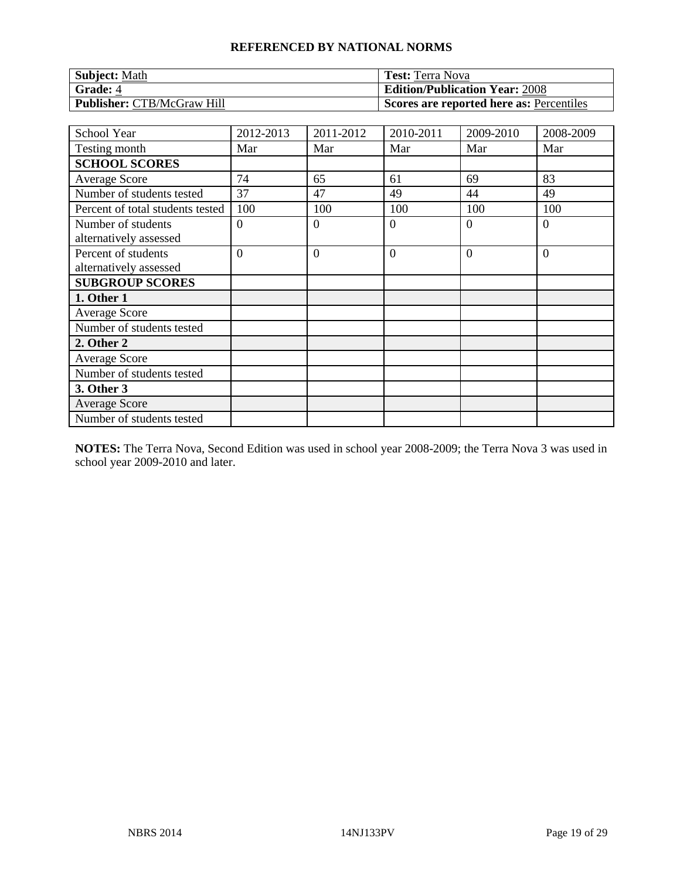## REFERENCED BY NATIONAL NORMS

| **Subject:** Math | **Test:** Terra Nova |
|---|---|
| **Grade:** 4 | **Edition/Publication Year:** 2008 |
| **Publisher:** CTB/McGraw Hill | **Scores are reported here as:** Percentiles |

| School Year | 2012-2013 | 2011-2012 | 2010-2011 | 2009-2010 | 2008-2009 |
|---|---|---|---|---|---|
| Testing month | Mar | Mar | Mar | Mar | Mar |
| **SCHOOL SCORES** | | | | | |
| Average Score | 74 | 65 | 61 | 69 | 83 |
| Number of students tested | 37 | 47 | 49 | 44 | 49 |
| Percent of total students tested | 100 | 100 | 100 | 100 | 100 |
| Number of students alternatively assessed | 0 | 0 | 0 | 0 | 0 |
| Percent of students alternatively assessed | 0 | 0 | 0 | 0 | 0 |
| **SUBGROUP SCORES** | | | | | |
| **1. Other 1** | | | | | |
| Average Score | | | | | |
| Number of students tested | | | | | |
| **2. Other 2** | | | | | |
| Average Score | | | | | |
| Number of students tested | | | | | |
| **3. Other 3** | | | | | |
| Average Score | | | | | |
| Number of students tested | | | | | |

**NOTES:** The Terra Nova, Second Edition was used in school year 2008-2009; the Terra Nova 3 was used in school year 2009-2010 and later.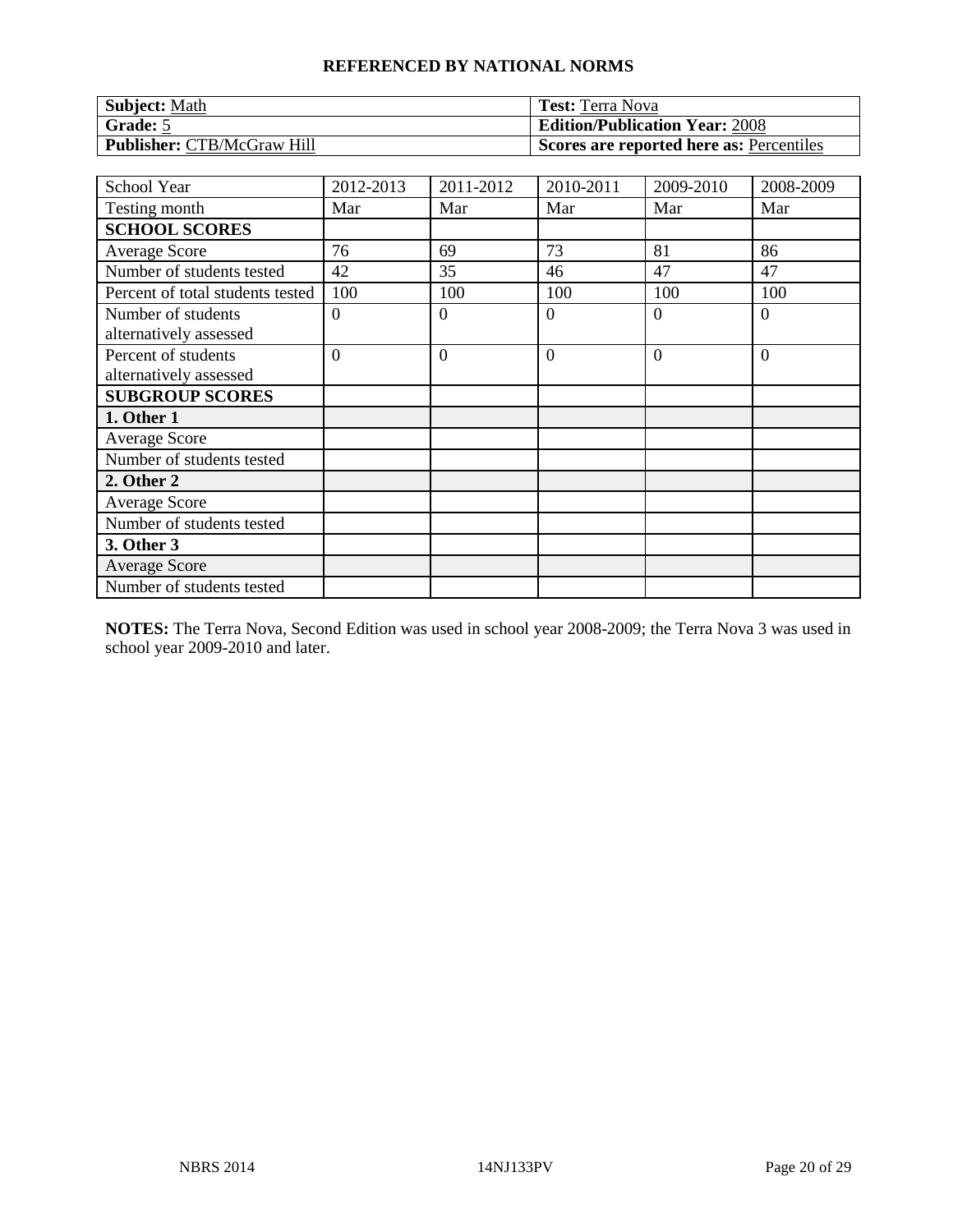**REFERENCED BY NATIONAL NORMS**

| **Subject:** Math | **Test:** Terra Nova |
|---|---|
| **Grade:** 5 | **Edition/Publication Year:** 2008 |
| **Publisher:** CTB/McGraw Hill | **Scores are reported here as:** Percentiles |

| School Year | 2012-2013 | 2011-2012 | 2010-2011 | 2009-2010 | 2008-2009 |
|---|---|---|---|---|---|
| Testing month | Mar | Mar | Mar | Mar | Mar |
| **SCHOOL SCORES** | | | | | |
| Average Score | 76 | 69 | 73 | 81 | 86 |
| Number of students tested | 42 | 35 | 46 | 47 | 47 |
| Percent of total students tested | 100 | 100 | 100 | 100 | 100 |
| Number of students alternatively assessed | 0 | 0 | 0 | 0 | 0 |
| Percent of students alternatively assessed | 0 | 0 | 0 | 0 | 0 |
| **SUBGROUP SCORES** | | | | | |
| **1. Other 1** | | | | | |
| Average Score | | | | | |
| Number of students tested | | | | | |
| **2. Other 2** | | | | | |
| Average Score | | | | | |
| Number of students tested | | | | | |
| **3. Other 3** | | | | | |
| Average Score | | | | | |
| Number of students tested | | | | | |

**NOTES:** The Terra Nova, Second Edition was used in school year 2008-2009; the Terra Nova 3 was used in school year 2009-2010 and later.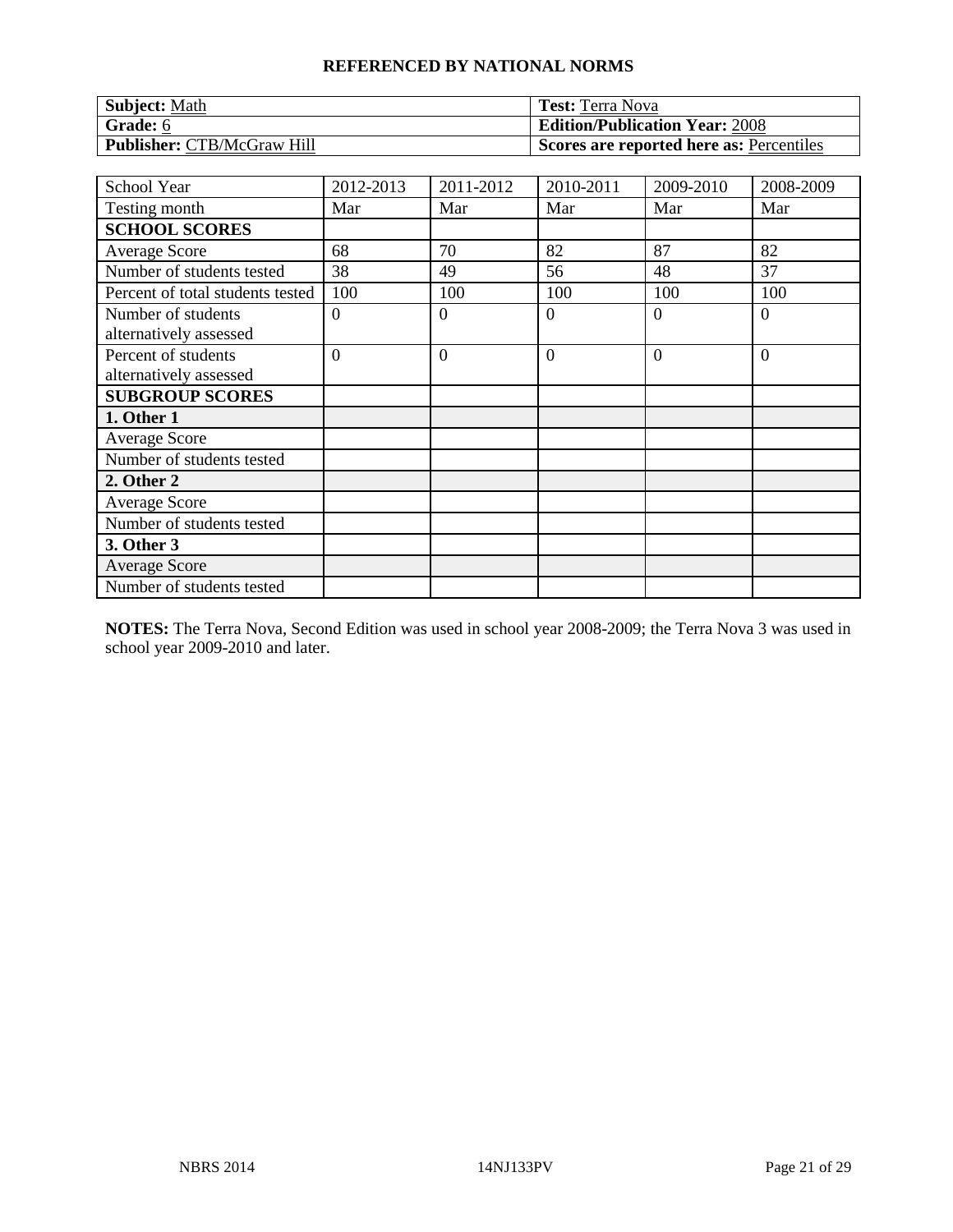**REFERENCED BY NATIONAL NORMS**

| **Subject:** Math | **Test:** Terra Nova |
|---|---|
| **Grade:** 6 | **Edition/Publication Year:** 2008 |
| **Publisher:** CTB/McGraw Hill | **Scores are reported here as:** Percentiles |

| School Year | 2012-2013 | 2011-2012 | 2010-2011 | 2009-2010 | 2008-2009 |
|---|---|---|---|---|---|
| Testing month | Mar | Mar | Mar | Mar | Mar |
| **SCHOOL SCORES** | | | | | |
| Average Score | 68 | 70 | 82 | 87 | 82 |
| Number of students tested | 38 | 49 | 56 | 48 | 37 |
| Percent of total students tested | 100 | 100 | 100 | 100 | 100 |
| Number of students alternatively assessed | 0 | 0 | 0 | 0 | 0 |
| Percent of students alternatively assessed | 0 | 0 | 0 | 0 | 0 |
| **SUBGROUP SCORES** | | | | | |
| **1. Other 1** | | | | | |
| Average Score | | | | | |
| Number of students tested | | | | | |
| **2. Other 2** | | | | | |
| Average Score | | | | | |
| Number of students tested | | | | | |
| **3. Other 3** | | | | | |
| Average Score | | | | | |
| Number of students tested | | | | | |

**NOTES:** The Terra Nova, Second Edition was used in school year 2008-2009; the Terra Nova 3 was used in school year 2009-2010 and later.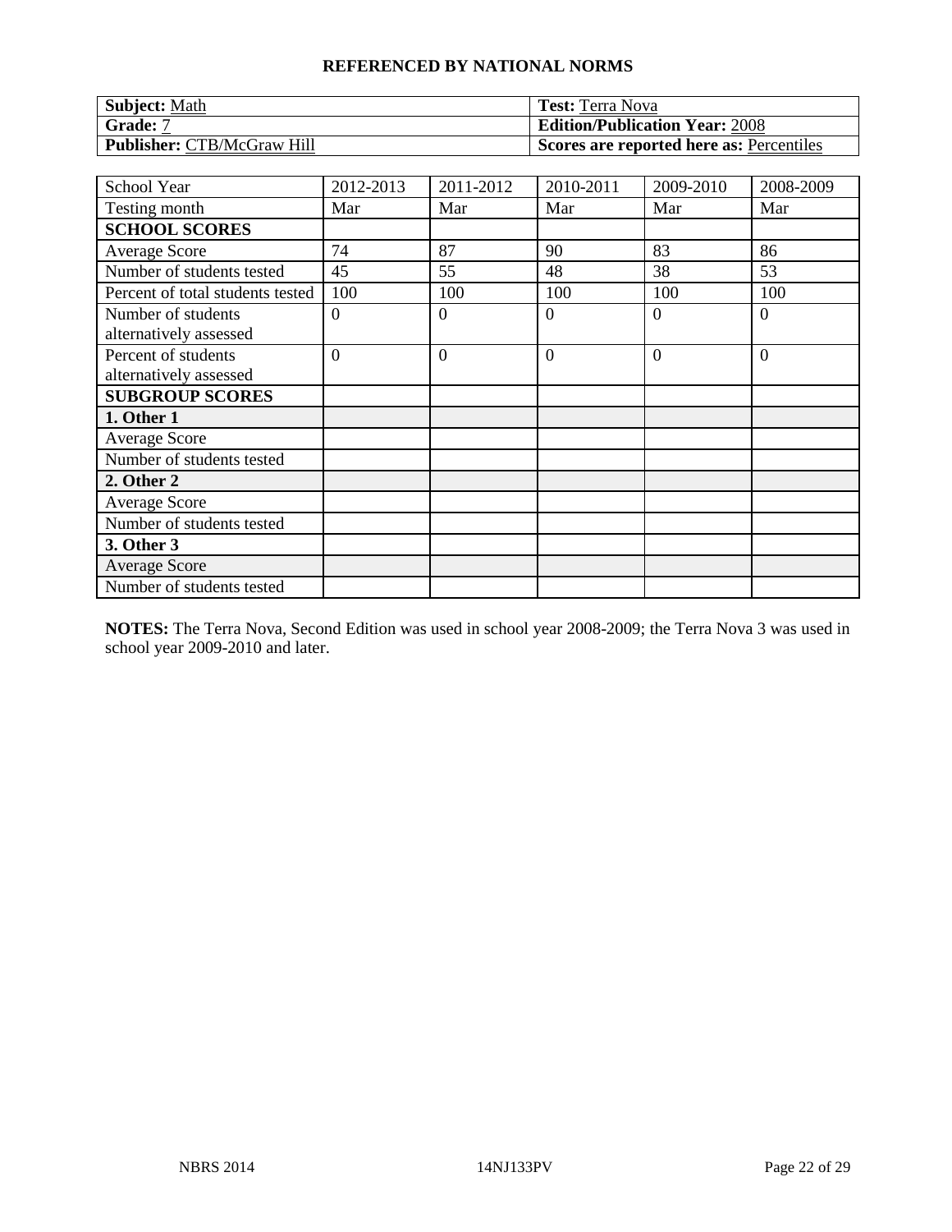## REFERENCED BY NATIONAL NORMS

| **Subject:** Math | **Test:** Terra Nova |
|---|---|
| **Grade:** 7 | **Edition/Publication Year:** 2008 |
| **Publisher:** CTB/McGraw Hill | **Scores are reported here as:** Percentiles |

| School Year | 2012-2013 | 2011-2012 | 2010-2011 | 2009-2010 | 2008-2009 |
|---|---|---|---|---|---|
| Testing month | Mar | Mar | Mar | Mar | Mar |
| **SCHOOL SCORES** | | | | | |
| Average Score | 74 | 87 | 90 | 83 | 86 |
| Number of students tested | 45 | 55 | 48 | 38 | 53 |
| Percent of total students tested | 100 | 100 | 100 | 100 | 100 |
| Number of students alternatively assessed | 0 | 0 | 0 | 0 | 0 |
| Percent of students alternatively assessed | 0 | 0 | 0 | 0 | 0 |
| **SUBGROUP SCORES** | | | | | |
| **1. Other 1** | | | | | |
| Average Score | | | | | |
| Number of students tested | | | | | |
| **2. Other 2** | | | | | |
| Average Score | | | | | |
| Number of students tested | | | | | |
| **3. Other 3** | | | | | |
| Average Score | | | | | |
| Number of students tested | | | | | |

**NOTES:** The Terra Nova, Second Edition was used in school year 2008-2009; the Terra Nova 3 was used in school year 2009-2010 and later.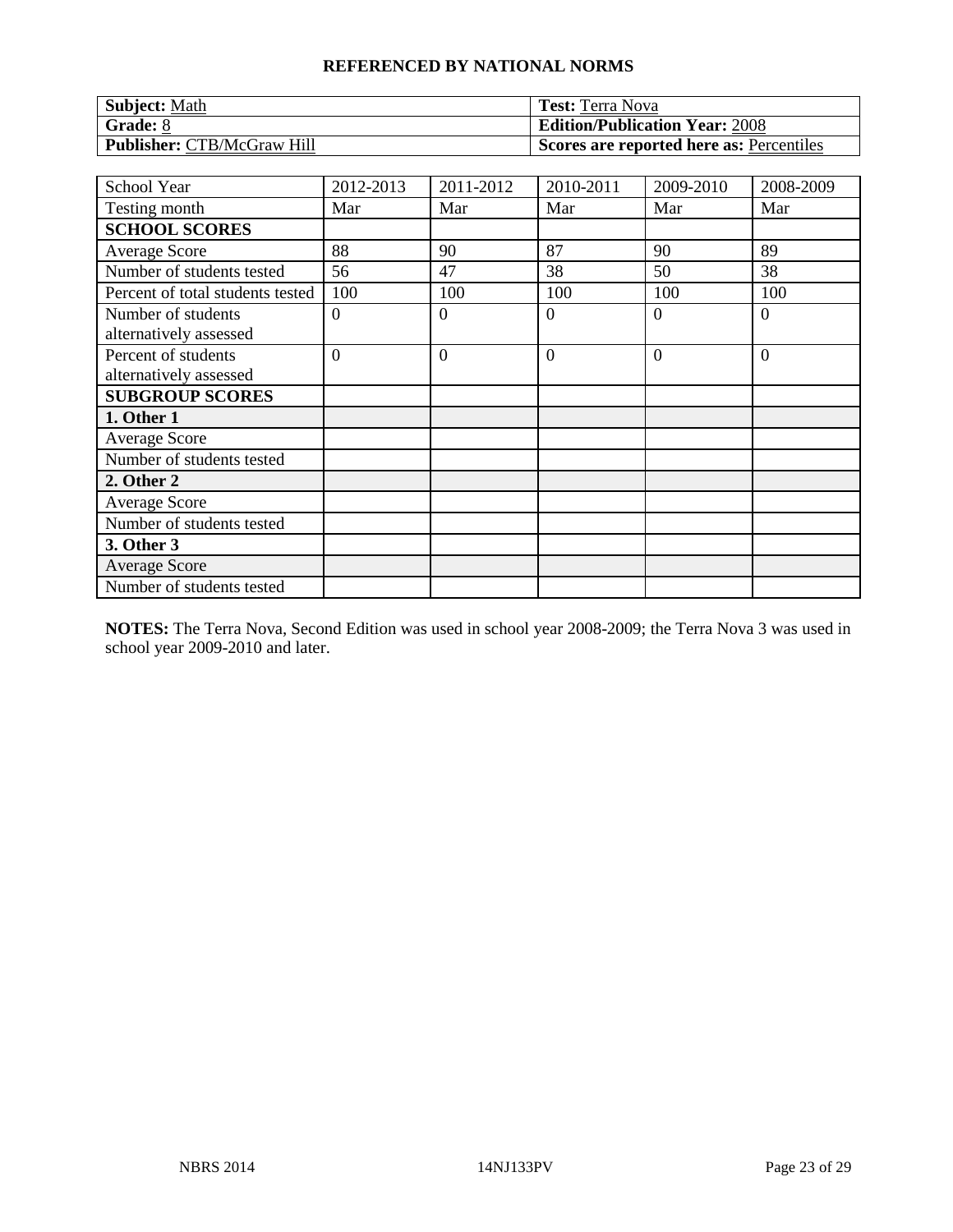## REFERENCED BY NATIONAL NORMS

| **Subject:** Math | **Test:** Terra Nova |
|---|---|
| **Grade:** 8 | **Edition/Publication Year:** 2008 |
| **Publisher:** CTB/McGraw Hill | **Scores are reported here as:** Percentiles |

| School Year | 2012-2013 | 2011-2012 | 2010-2011 | 2009-2010 | 2008-2009 |
|---|---|---|---|---|---|
| Testing month | Mar | Mar | Mar | Mar | Mar |
| **SCHOOL SCORES** | | | | | |
| Average Score | 88 | 90 | 87 | 90 | 89 |
| Number of students tested | 56 | 47 | 38 | 50 | 38 |
| Percent of total students tested | 100 | 100 | 100 | 100 | 100 |
| Number of students alternatively assessed | 0 | 0 | 0 | 0 | 0 |
| Percent of students alternatively assessed | 0 | 0 | 0 | 0 | 0 |
| **SUBGROUP SCORES** | | | | | |
| **1. Other 1** | | | | | |
| Average Score | | | | | |
| Number of students tested | | | | | |
| **2. Other 2** | | | | | |
| Average Score | | | | | |
| Number of students tested | | | | | |
| **3. Other 3** | | | | | |
| Average Score | | | | | |
| Number of students tested | | | | | |

**NOTES:** The Terra Nova, Second Edition was used in school year 2008-2009; the Terra Nova 3 was used in school year 2009-2010 and later.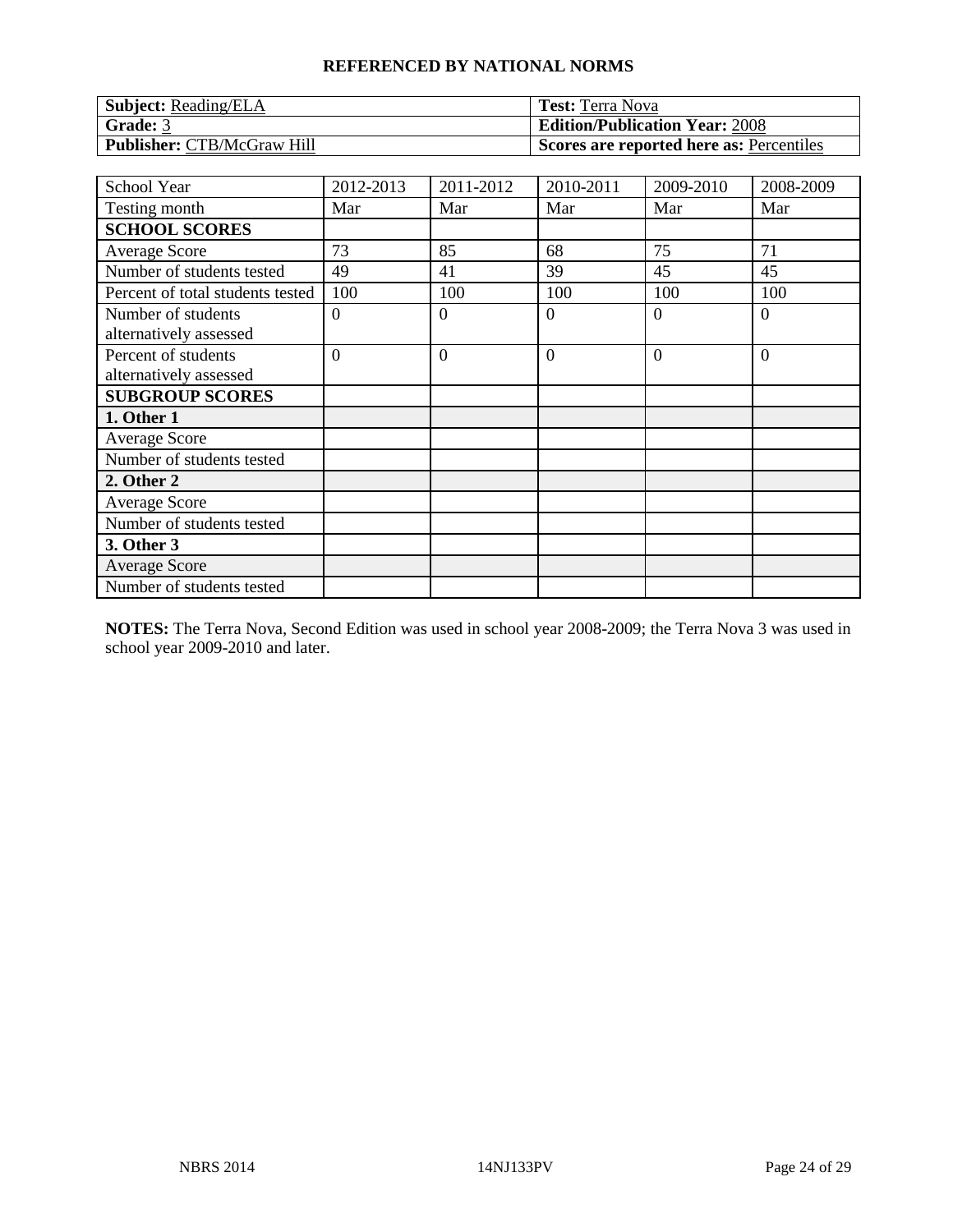### REFERENCED BY NATIONAL NORMS

| **Subject:** Reading/ELA | **Test:** Terra Nova |
|---|---|
| **Grade:** 3 | **Edition/Publication Year:** 2008 |
| **Publisher:** CTB/McGraw Hill | **Scores are reported here as:** Percentiles |

| School Year | 2012-2013 | 2011-2012 | 2010-2011 | 2009-2010 | 2008-2009 |
|---|---|---|---|---|---|
| Testing month | Mar | Mar | Mar | Mar | Mar |
| **SCHOOL SCORES** | | | | | |
| Average Score | 73 | 85 | 68 | 75 | 71 |
| Number of students tested | 49 | 41 | 39 | 45 | 45 |
| Percent of total students tested | 100 | 100 | 100 | 100 | 100 |
| Number of students alternatively assessed | 0 | 0 | 0 | 0 | 0 |
| Percent of students alternatively assessed | 0 | 0 | 0 | 0 | 0 |
| **SUBGROUP SCORES** | | | | | |
| **1. Other 1** | | | | | |
| Average Score | | | | | |
| Number of students tested | | | | | |
| **2. Other 2** | | | | | |
| Average Score | | | | | |
| Number of students tested | | | | | |
| **3. Other 3** | | | | | |
| Average Score | | | | | |
| Number of students tested | | | | | |

**NOTES:** The Terra Nova, Second Edition was used in school year 2008-2009; the Terra Nova 3 was used in school year 2009-2010 and later.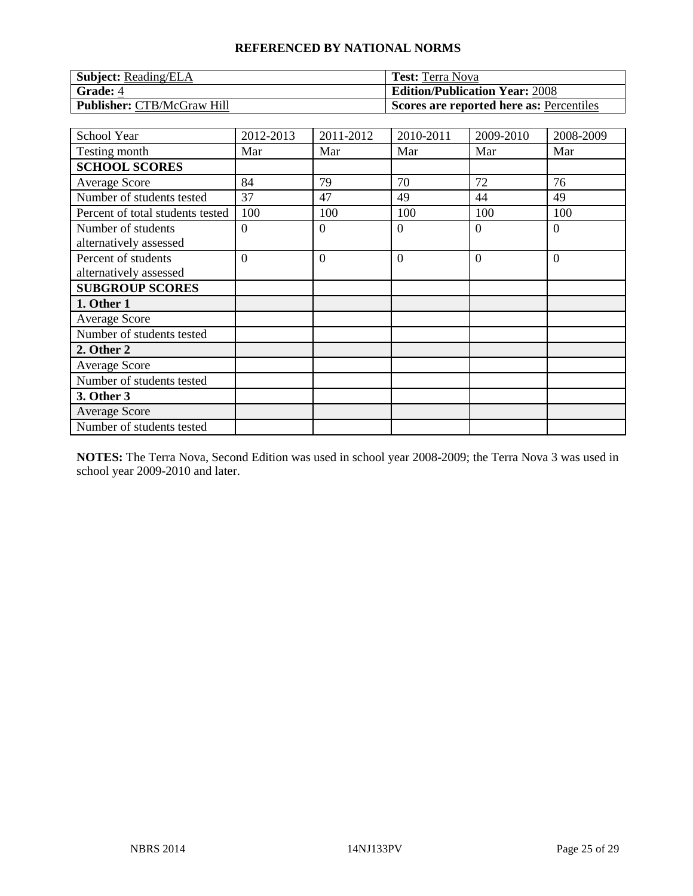**REFERENCED BY NATIONAL NORMS**

| **Subject:** Reading/ELA | **Test:** Terra Nova |
| --- | --- |
| **Grade:** 4 | **Edition/Publication Year:** 2008 |
| **Publisher:** CTB/McGraw Hill | **Scores are reported here as:** Percentiles |

| School Year | 2012-2013 | 2011-2012 | 2010-2011 | 2009-2010 | 2008-2009 |
| --- | --- | --- | --- | --- | --- |
| Testing month | Mar | Mar | Mar | Mar | Mar |
| **SCHOOL SCORES** | | | | | |
| Average Score | 84 | 79 | 70 | 72 | 76 |
| Number of students tested | 37 | 47 | 49 | 44 | 49 |
| Percent of total students tested | 100 | 100 | 100 | 100 | 100 |
| Number of students alternatively assessed | 0 | 0 | 0 | 0 | 0 |
| Percent of students alternatively assessed | 0 | 0 | 0 | 0 | 0 |
| **SUBGROUP SCORES** | | | | | |
| **1. Other 1** | | | | | |
| Average Score | | | | | |
| Number of students tested | | | | | |
| **2. Other 2** | | | | | |
| Average Score | | | | | |
| Number of students tested | | | | | |
| **3. Other 3** | | | | | |
| Average Score | | | | | |
| Number of students tested | | | | | |

**NOTES:** The Terra Nova, Second Edition was used in school year 2008-2009; the Terra Nova 3 was used in school year 2009-2010 and later.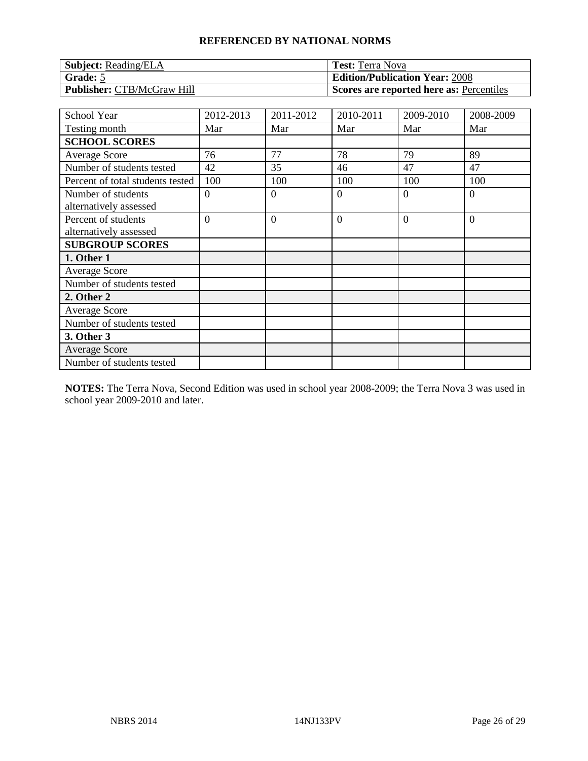## REFERENCED BY NATIONAL NORMS

| **Subject:** Reading/ELA | **Test:** Terra Nova |
|---|---|
| **Grade:** 5 | **Edition/Publication Year:** 2008 |
| **Publisher:** CTB/McGraw Hill | **Scores are reported here as:** Percentiles |

| School Year | 2012-2013 | 2011-2012 | 2010-2011 | 2009-2010 | 2008-2009 |
|---|---|---|---|---|---|
| Testing month | Mar | Mar | Mar | Mar | Mar |
| **SCHOOL SCORES** | | | | | |
| Average Score | 76 | 77 | 78 | 79 | 89 |
| Number of students tested | 42 | 35 | 46 | 47 | 47 |
| Percent of total students tested | 100 | 100 | 100 | 100 | 100 |
| Number of students alternatively assessed | 0 | 0 | 0 | 0 | 0 |
| Percent of students alternatively assessed | 0 | 0 | 0 | 0 | 0 |
| **SUBGROUP SCORES** | | | | | |
| **1. Other 1** | | | | | |
| Average Score | | | | | |
| Number of students tested | | | | | |
| **2. Other 2** | | | | | |
| Average Score | | | | | |
| Number of students tested | | | | | |
| **3. Other 3** | | | | | |
| Average Score | | | | | |
| Number of students tested | | | | | |

**NOTES:** The Terra Nova, Second Edition was used in school year 2008-2009; the Terra Nova 3 was used in school year 2009-2010 and later.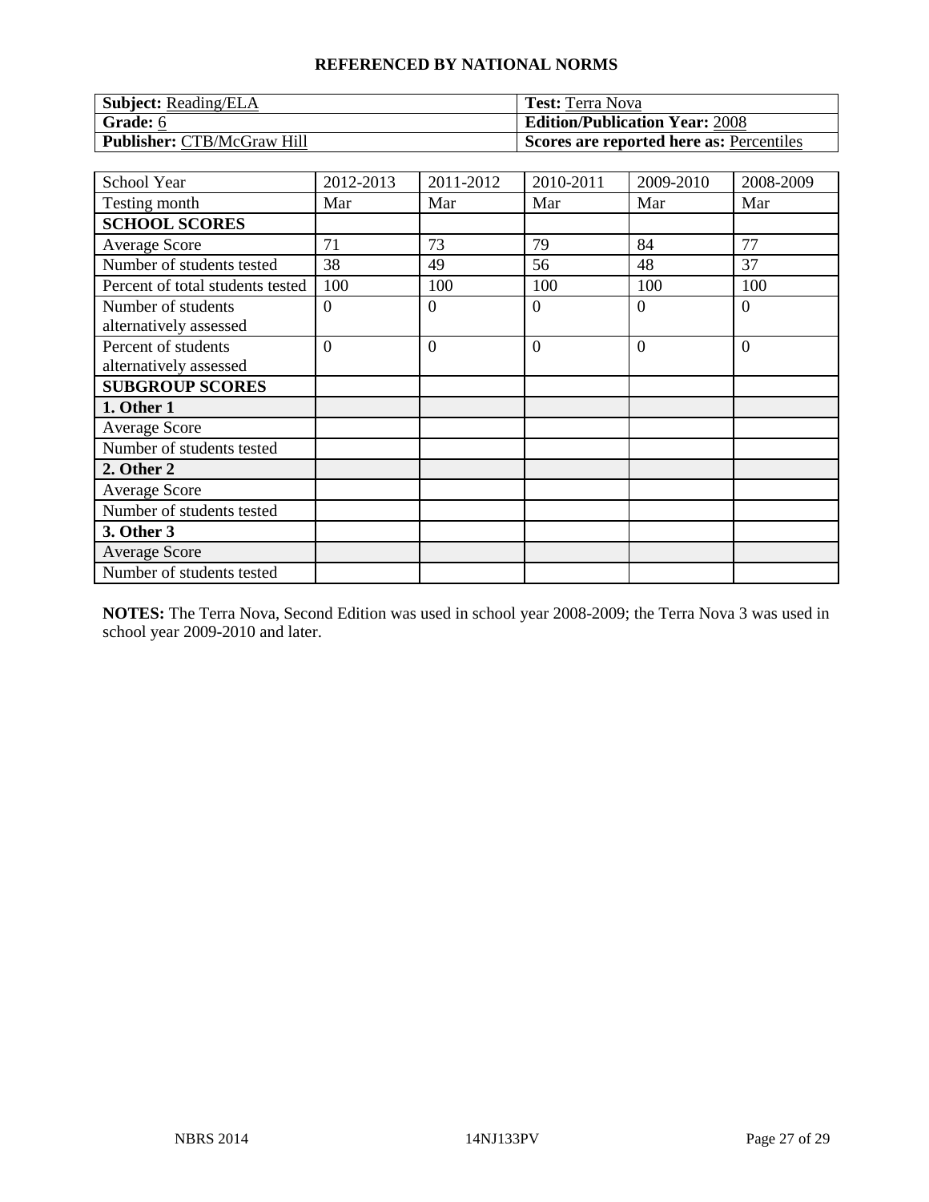## REFERENCED BY NATIONAL NORMS

| **Subject:** Reading/ELA | **Test:** Terra Nova |
|---|---|
| **Grade:** 6 | **Edition/Publication Year:** 2008 |
| **Publisher:** CTB/McGraw Hill | **Scores are reported here as:** Percentiles |

| School Year | 2012-2013 | 2011-2012 | 2010-2011 | 2009-2010 | 2008-2009 |
|---|---|---|---|---|---|
| Testing month | Mar | Mar | Mar | Mar | Mar |
| **SCHOOL SCORES** | | | | | |
| Average Score | 71 | 73 | 79 | 84 | 77 |
| Number of students tested | 38 | 49 | 56 | 48 | 37 |
| Percent of total students tested | 100 | 100 | 100 | 100 | 100 |
| Number of students alternatively assessed | 0 | 0 | 0 | 0 | 0 |
| Percent of students alternatively assessed | 0 | 0 | 0 | 0 | 0 |
| **SUBGROUP SCORES** | | | | | |
| **1. Other 1** | | | | | |
| Average Score | | | | | |
| Number of students tested | | | | | |
| **2. Other 2** | | | | | |
| Average Score | | | | | |
| Number of students tested | | | | | |
| **3. Other 3** | | | | | |
| Average Score | | | | | |
| Number of students tested | | | | | |

**NOTES:** The Terra Nova, Second Edition was used in school year 2008-2009; the Terra Nova 3 was used in school year 2009-2010 and later.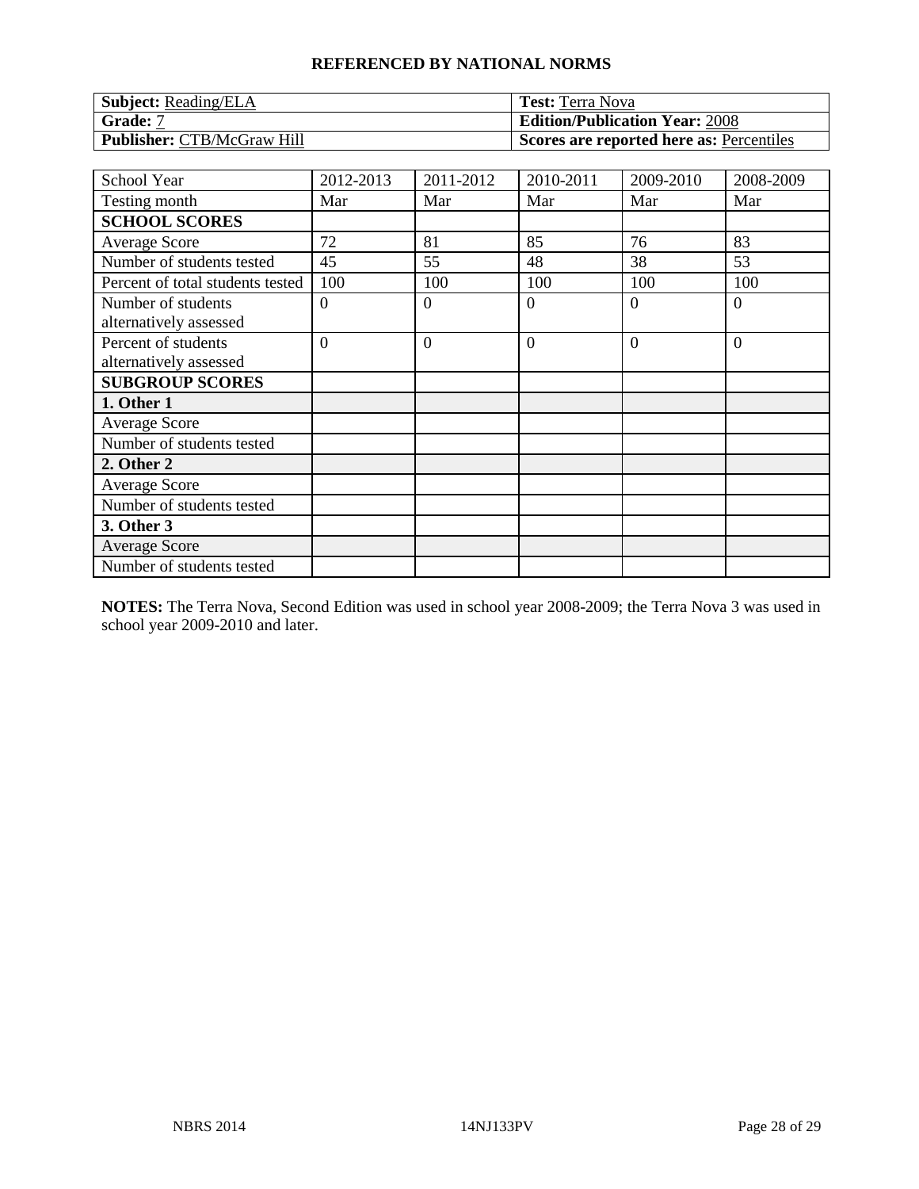## REFERENCED BY NATIONAL NORMS

| **Subject:** Reading/ELA | **Test:** Terra Nova |
|---|---|
| **Grade:** 7 | **Edition/Publication Year:** 2008 |
| **Publisher:** CTB/McGraw Hill | **Scores are reported here as:** Percentiles |

| School Year | 2012-2013 | 2011-2012 | 2010-2011 | 2009-2010 | 2008-2009 |
|---|---|---|---|---|---|
| Testing month | Mar | Mar | Mar | Mar | Mar |
| **SCHOOL SCORES** | | | | | |
| Average Score | 72 | 81 | 85 | 76 | 83 |
| Number of students tested | 45 | 55 | 48 | 38 | 53 |
| Percent of total students tested | 100 | 100 | 100 | 100 | 100 |
| Number of students alternatively assessed | 0 | 0 | 0 | 0 | 0 |
| Percent of students alternatively assessed | 0 | 0 | 0 | 0 | 0 |
| **SUBGROUP SCORES** | | | | | |
| **1. Other 1** | | | | | |
| Average Score | | | | | |
| Number of students tested | | | | | |
| **2. Other 2** | | | | | |
| Average Score | | | | | |
| Number of students tested | | | | | |
| **3. Other 3** | | | | | |
| Average Score | | | | | |
| Number of students tested | | | | | |

**NOTES:** The Terra Nova, Second Edition was used in school year 2008-2009; the Terra Nova 3 was used in school year 2009-2010 and later.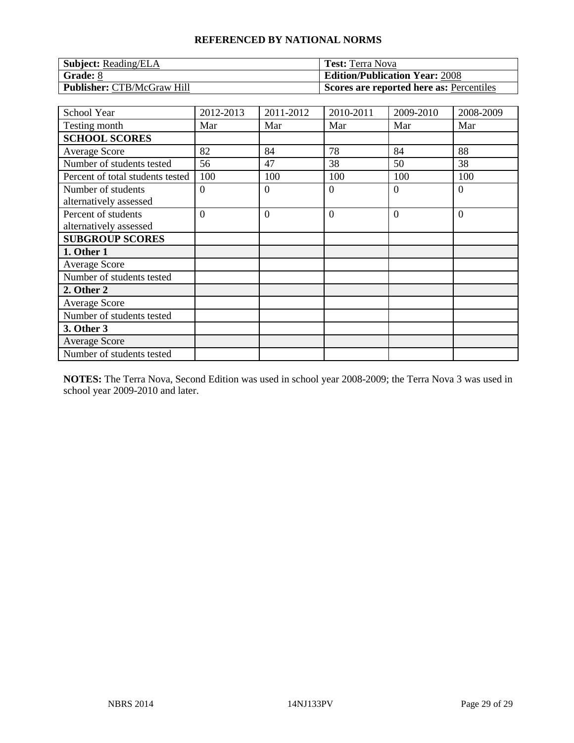**REFERENCED BY NATIONAL NORMS**

| | |
|---|---|
| **Subject:** Reading/ELA | **Test:** Terra Nova |
| **Grade:** 8 | **Edition/Publication Year:** 2008 |
| **Publisher:** CTB/McGraw Hill | **Scores are reported here as:** Percentiles |

| School Year | 2012-2013 | 2011-2012 | 2010-2011 | 2009-2010 | 2008-2009 |
|---|---|---|---|---|---|
| Testing month | Mar | Mar | Mar | Mar | Mar |
| **SCHOOL SCORES** | | | | | |
| Average Score | 82 | 84 | 78 | 84 | 88 |
| Number of students tested | 56 | 47 | 38 | 50 | 38 |
| Percent of total students tested | 100 | 100 | 100 | 100 | 100 |
| Number of students alternatively assessed | 0 | 0 | 0 | 0 | 0 |
| Percent of students alternatively assessed | 0 | 0 | 0 | 0 | 0 |
| **SUBGROUP SCORES** | | | | | |
| **1. Other 1** | | | | | |
| Average Score | | | | | |
| Number of students tested | | | | | |
| **2. Other 2** | | | | | |
| Average Score | | | | | |
| Number of students tested | | | | | |
| **3. Other 3** | | | | | |
| Average Score | | | | | |
| Number of students tested | | | | | |

**NOTES:** The Terra Nova, Second Edition was used in school year 2008-2009; the Terra Nova 3 was used in school year 2009-2010 and later.